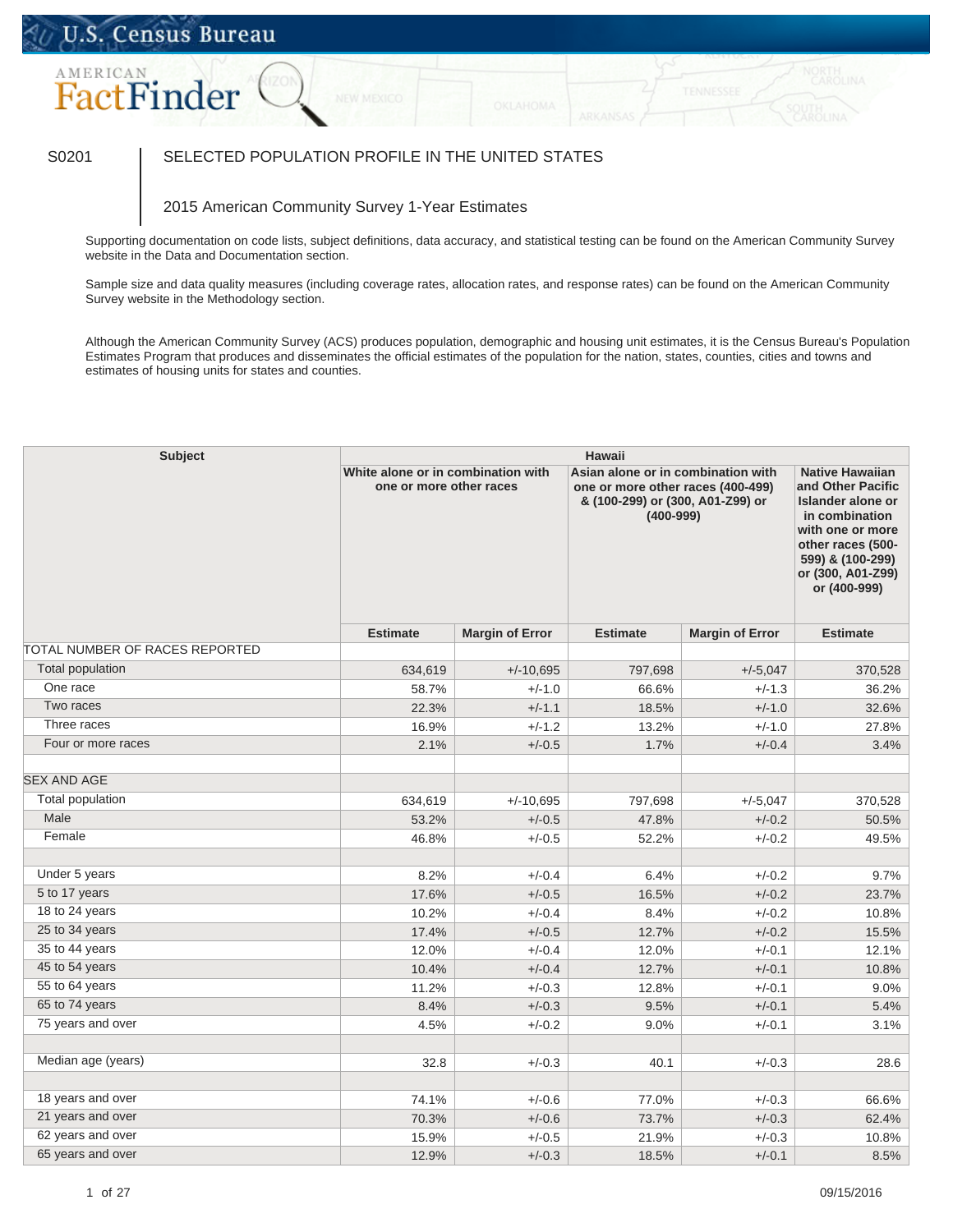# S0201 SELECTED POPULATION PROFILE IN THE UNITED STATES

## 2015 American Community Survey 1-Year Estimates

Supporting documentation on code lists, subject definitions, data accuracy, and statistical testing can be found on the American Community Survey website in the Data and Documentation section.

Sample size and data quality measures (including coverage rates, allocation rates, and response rates) can be found on the American Community Survey website in the Methodology section.

Although the American Community Survey (ACS) produces population, demographic and housing unit estimates, it is the Census Bureau's Population Estimates Program that produces and disseminates the official estimates of the population for the nation, states, counties, cities and towns and estimates of housing units for states and counties.

| Subject | Hawaii | | | | |
|---|---|---|---|---|---|
| | White alone or in combination with one or more other races | | Asian alone or in combination with one or more other races (400-499) & (100-299) or (300, A01-Z99) or (400-999) | | Native Hawaiian and Other Pacific Islander alone or in combination with one or more other races (500-599) & (100-299) or (300, A01-Z99) or (400-999) |
| | Estimate | Margin of Error | Estimate | Margin of Error | Estimate |
| TOTAL NUMBER OF RACES REPORTED | | | | | |
| Total population | 634,619 | +/-10,695 | 797,698 | +/-5,047 | 370,528 |
| One race | 58.7% | +/-1.0 | 66.6% | +/-1.3 | 36.2% |
| Two races | 22.3% | +/-1.1 | 18.5% | +/-1.0 | 32.6% |
| Three races | 16.9% | +/-1.2 | 13.2% | +/-1.0 | 27.8% |
| Four or more races | 2.1% | +/-0.5 | 1.7% | +/-0.4 | 3.4% |
| | | | | | |
| SEX AND AGE | | | | | |
| Total population | 634,619 | +/-10,695 | 797,698 | +/-5,047 | 370,528 |
| Male | 53.2% | +/-0.5 | 47.8% | +/-0.2 | 50.5% |
| Female | 46.8% | +/-0.5 | 52.2% | +/-0.2 | 49.5% |
| | | | | | |
| Under 5 years | 8.2% | +/-0.4 | 6.4% | +/-0.2 | 9.7% |
| 5 to 17 years | 17.6% | +/-0.5 | 16.5% | +/-0.2 | 23.7% |
| 18 to 24 years | 10.2% | +/-0.4 | 8.4% | +/-0.2 | 10.8% |
| 25 to 34 years | 17.4% | +/-0.5 | 12.7% | +/-0.2 | 15.5% |
| 35 to 44 years | 12.0% | +/-0.4 | 12.0% | +/-0.1 | 12.1% |
| 45 to 54 years | 10.4% | +/-0.4 | 12.7% | +/-0.1 | 10.8% |
| 55 to 64 years | 11.2% | +/-0.3 | 12.8% | +/-0.1 | 9.0% |
| 65 to 74 years | 8.4% | +/-0.3 | 9.5% | +/-0.1 | 5.4% |
| 75 years and over | 4.5% | +/-0.2 | 9.0% | +/-0.1 | 3.1% |
| | | | | | |
| Median age (years) | 32.8 | +/-0.3 | 40.1 | +/-0.3 | 28.6 |
| | | | | | |
| 18 years and over | 74.1% | +/-0.6 | 77.0% | +/-0.3 | 66.6% |
| 21 years and over | 70.3% | +/-0.6 | 73.7% | +/-0.3 | 62.4% |
| 62 years and over | 15.9% | +/-0.5 | 21.9% | +/-0.3 | 10.8% |
| 65 years and over | 12.9% | +/-0.3 | 18.5% | +/-0.1 | 8.5% |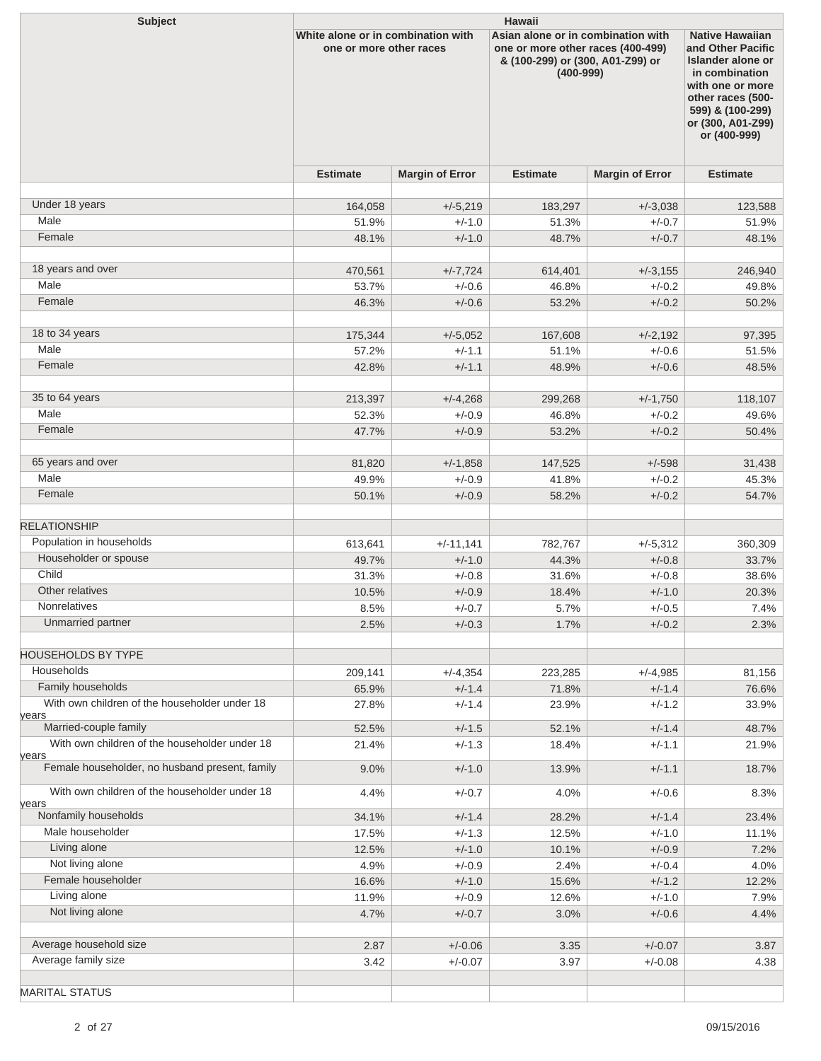| Subject | Hawaii | | | | |
|---|---|---|---|---|---|
| | White alone or in combination with one or more other races | | Asian alone or in combination with one or more other races (400-499) & (100-299) or (300, A01-Z99) or (400-999) | | Native Hawaiian and Other Pacific Islander alone or in combination with one or more other races (500-599) & (100-299) or (300, A01-Z99) or (400-999) |
| | Estimate | Margin of Error | Estimate | Margin of Error | Estimate |
| | | | | | |
| Under 18 years | 164,058 | +/-5,219 | 183,297 | +/-3,038 | 123,588 |
| Male | 51.9% | +/-1.0 | 51.3% | +/-0.7 | 51.9% |
| Female | 48.1% | +/-1.0 | 48.7% | +/-0.7 | 48.1% |
| | | | | | |
| 18 years and over | 470,561 | +/-7,724 | 614,401 | +/-3,155 | 246,940 |
| Male | 53.7% | +/-0.6 | 46.8% | +/-0.2 | 49.8% |
| Female | 46.3% | +/-0.6 | 53.2% | +/-0.2 | 50.2% |
| | | | | | |
| 18 to 34 years | 175,344 | +/-5,052 | 167,608 | +/-2,192 | 97,395 |
| Male | 57.2% | +/-1.1 | 51.1% | +/-0.6 | 51.5% |
| Female | 42.8% | +/-1.1 | 48.9% | +/-0.6 | 48.5% |
| | | | | | |
| 35 to 64 years | 213,397 | +/-4,268 | 299,268 | +/-1,750 | 118,107 |
| Male | 52.3% | +/-0.9 | 46.8% | +/-0.2 | 49.6% |
| Female | 47.7% | +/-0.9 | 53.2% | +/-0.2 | 50.4% |
| | | | | | |
| 65 years and over | 81,820 | +/-1,858 | 147,525 | +/-598 | 31,438 |
| Male | 49.9% | +/-0.9 | 41.8% | +/-0.2 | 45.3% |
| Female | 50.1% | +/-0.9 | 58.2% | +/-0.2 | 54.7% |
| | | | | | |
| RELATIONSHIP | | | | | |
| Population in households | 613,641 | +/-11,141 | 782,767 | +/-5,312 | 360,309 |
| Householder or spouse | 49.7% | +/-1.0 | 44.3% | +/-0.8 | 33.7% |
| Child | 31.3% | +/-0.8 | 31.6% | +/-0.8 | 38.6% |
| Other relatives | 10.5% | +/-0.9 | 18.4% | +/-1.0 | 20.3% |
| Nonrelatives | 8.5% | +/-0.7 | 5.7% | +/-0.5 | 7.4% |
| Unmarried partner | 2.5% | +/-0.3 | 1.7% | +/-0.2 | 2.3% |
| | | | | | |
| HOUSEHOLDS BY TYPE | | | | | |
| Households | 209,141 | +/-4,354 | 223,285 | +/-4,985 | 81,156 |
| Family households | 65.9% | +/-1.4 | 71.8% | +/-1.4 | 76.6% |
| With own children of the householder under 18 years | 27.8% | +/-1.4 | 23.9% | +/-1.2 | 33.9% |
| Married-couple family | 52.5% | +/-1.5 | 52.1% | +/-1.4 | 48.7% |
| With own children of the householder under 18 years | 21.4% | +/-1.3 | 18.4% | +/-1.1 | 21.9% |
| Female householder, no husband present, family | 9.0% | +/-1.0 | 13.9% | +/-1.1 | 18.7% |
| With own children of the householder under 18 years | 4.4% | +/-0.7 | 4.0% | +/-0.6 | 8.3% |
| Nonfamily households | 34.1% | +/-1.4 | 28.2% | +/-1.4 | 23.4% |
| Male householder | 17.5% | +/-1.3 | 12.5% | +/-1.0 | 11.1% |
| Living alone | 12.5% | +/-1.0 | 10.1% | +/-0.9 | 7.2% |
| Not living alone | 4.9% | +/-0.9 | 2.4% | +/-0.4 | 4.0% |
| Female householder | 16.6% | +/-1.0 | 15.6% | +/-1.2 | 12.2% |
| Living alone | 11.9% | +/-0.9 | 12.6% | +/-1.0 | 7.9% |
| Not living alone | 4.7% | +/-0.7 | 3.0% | +/-0.6 | 4.4% |
| | | | | | |
| Average household size | 2.87 | +/-0.06 | 3.35 | +/-0.07 | 3.87 |
| Average family size | 3.42 | +/-0.07 | 3.97 | +/-0.08 | 4.38 |
| | | | | | |
| MARITAL STATUS | | | | | |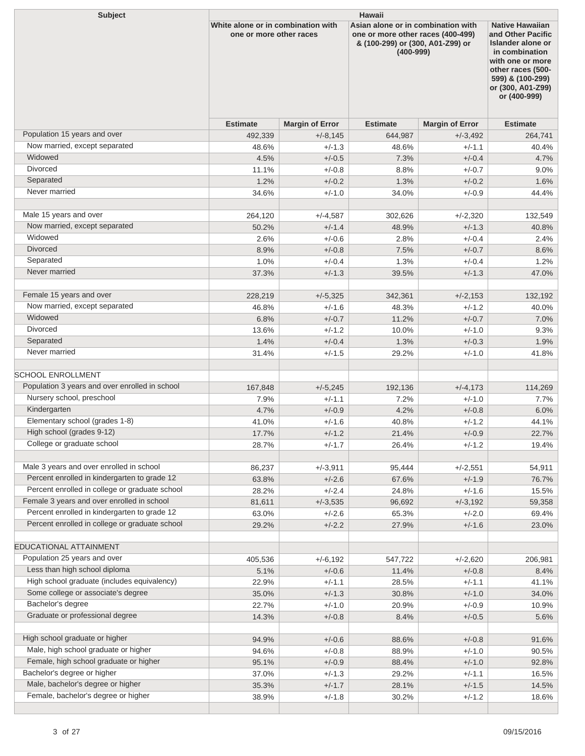| Subject | Hawaii | | | | |
|---|---|---|---|---|---|
| | White alone or in combination with one or more other races | | Asian alone or in combination with one or more other races (400-499) & (100-299) or (300, A01-Z99) or (400-999) | | Native Hawaiian and Other Pacific Islander alone or in combination with one or more other races (500-599) & (100-299) or (300, A01-Z99) or (400-999) |
| | Estimate | Margin of Error | Estimate | Margin of Error | Estimate |
| Population 15 years and over | 492,339 | +/-8,145 | 644,987 | +/-3,492 | 264,741 |
| Now married, except separated | 48.6% | +/-1.3 | 48.6% | +/-1.1 | 40.4% |
| Widowed | 4.5% | +/-0.5 | 7.3% | +/-0.4 | 4.7% |
| Divorced | 11.1% | +/-0.8 | 8.8% | +/-0.7 | 9.0% |
| Separated | 1.2% | +/-0.2 | 1.3% | +/-0.2 | 1.6% |
| Never married | 34.6% | +/-1.0 | 34.0% | +/-0.9 | 44.4% |
| | | | | | |
| Male 15 years and over | 264,120 | +/-4,587 | 302,626 | +/-2,320 | 132,549 |
| Now married, except separated | 50.2% | +/-1.4 | 48.9% | +/-1.3 | 40.8% |
| Widowed | 2.6% | +/-0.6 | 2.8% | +/-0.4 | 2.4% |
| Divorced | 8.9% | +/-0.8 | 7.5% | +/-0.7 | 8.6% |
| Separated | 1.0% | +/-0.4 | 1.3% | +/-0.4 | 1.2% |
| Never married | 37.3% | +/-1.3 | 39.5% | +/-1.3 | 47.0% |
| | | | | | |
| Female 15 years and over | 228,219 | +/-5,325 | 342,361 | +/-2,153 | 132,192 |
| Now married, except separated | 46.8% | +/-1.6 | 48.3% | +/-1.2 | 40.0% |
| Widowed | 6.8% | +/-0.7 | 11.2% | +/-0.7 | 7.0% |
| Divorced | 13.6% | +/-1.2 | 10.0% | +/-1.0 | 9.3% |
| Separated | 1.4% | +/-0.4 | 1.3% | +/-0.3 | 1.9% |
| Never married | 31.4% | +/-1.5 | 29.2% | +/-1.0 | 41.8% |
| | | | | | |
| SCHOOL ENROLLMENT | | | | | |
| Population 3 years and over enrolled in school | 167,848 | +/-5,245 | 192,136 | +/-4,173 | 114,269 |
| Nursery school, preschool | 7.9% | +/-1.1 | 7.2% | +/-1.0 | 7.7% |
| Kindergarten | 4.7% | +/-0.9 | 4.2% | +/-0.8 | 6.0% |
| Elementary school (grades 1-8) | 41.0% | +/-1.6 | 40.8% | +/-1.2 | 44.1% |
| High school (grades 9-12) | 17.7% | +/-1.2 | 21.4% | +/-0.9 | 22.7% |
| College or graduate school | 28.7% | +/-1.7 | 26.4% | +/-1.2 | 19.4% |
| | | | | | |
| Male 3 years and over enrolled in school | 86,237 | +/-3,911 | 95,444 | +/-2,551 | 54,911 |
| Percent enrolled in kindergarten to grade 12 | 63.8% | +/-2.6 | 67.6% | +/-1.9 | 76.7% |
| Percent enrolled in college or graduate school | 28.2% | +/-2.4 | 24.8% | +/-1.6 | 15.5% |
| Female 3 years and over enrolled in school | 81,611 | +/-3,535 | 96,692 | +/-3,192 | 59,358 |
| Percent enrolled in kindergarten to grade 12 | 63.0% | +/-2.6 | 65.3% | +/-2.0 | 69.4% |
| Percent enrolled in college or graduate school | 29.2% | +/-2.2 | 27.9% | +/-1.6 | 23.0% |
| | | | | | |
| EDUCATIONAL ATTAINMENT | | | | | |
| Population 25 years and over | 405,536 | +/-6,192 | 547,722 | +/-2,620 | 206,981 |
| Less than high school diploma | 5.1% | +/-0.6 | 11.4% | +/-0.8 | 8.4% |
| High school graduate (includes equivalency) | 22.9% | +/-1.1 | 28.5% | +/-1.1 | 41.1% |
| Some college or associate's degree | 35.0% | +/-1.3 | 30.8% | +/-1.0 | 34.0% |
| Bachelor's degree | 22.7% | +/-1.0 | 20.9% | +/-0.9 | 10.9% |
| Graduate or professional degree | 14.3% | +/-0.8 | 8.4% | +/-0.5 | 5.6% |
| | | | | | |
| High school graduate or higher | 94.9% | +/-0.6 | 88.6% | +/-0.8 | 91.6% |
| Male, high school graduate or higher | 94.6% | +/-0.8 | 88.9% | +/-1.0 | 90.5% |
| Female, high school graduate or higher | 95.1% | +/-0.9 | 88.4% | +/-1.0 | 92.8% |
| Bachelor's degree or higher | 37.0% | +/-1.3 | 29.2% | +/-1.1 | 16.5% |
| Male, bachelor's degree or higher | 35.3% | +/-1.7 | 28.1% | +/-1.5 | 14.5% |
| Female, bachelor's degree or higher | 38.9% | +/-1.8 | 30.2% | +/-1.2 | 18.6% |
| | | | | | |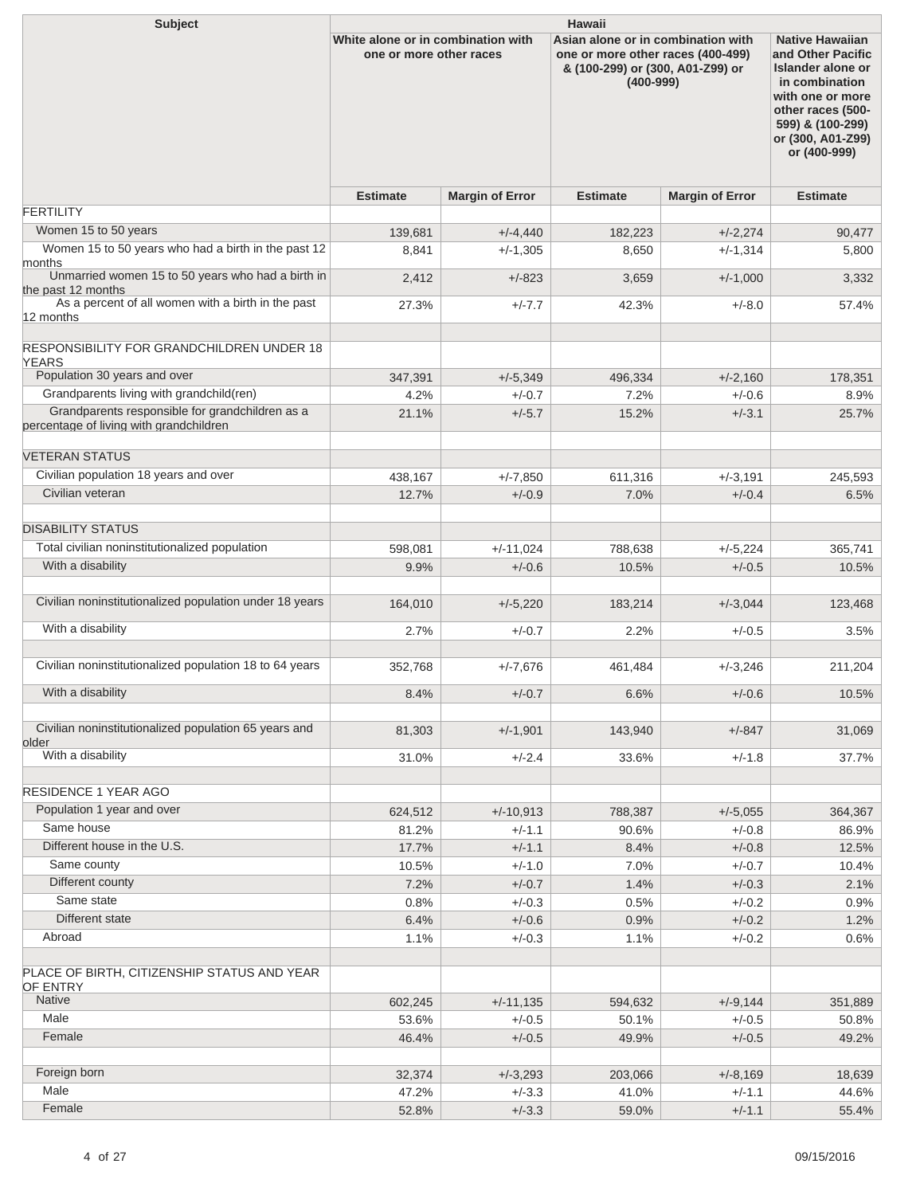| Subject | Hawaii | | | | |
|---|---|---|---|---|---|
| | White alone or in combination with one or more other races | | Asian alone or in combination with one or more other races (400-499) & (100-299) or (300, A01-Z99) or (400-999) | | Native Hawaiian and Other Pacific Islander alone or in combination with one or more other races (500-599) & (100-299) or (300, A01-Z99) or (400-999) |
| | Estimate | Margin of Error | Estimate | Margin of Error | Estimate |
| FERTILITY | | | | | |
| Women 15 to 50 years | 139,681 | +/-4,440 | 182,223 | +/-2,274 | 90,477 |
| Women 15 to 50 years who had a birth in the past 12 months | 8,841 | +/-1,305 | 8,650 | +/-1,314 | 5,800 |
| Unmarried women 15 to 50 years who had a birth in the past 12 months | 2,412 | +/-823 | 3,659 | +/-1,000 | 3,332 |
| As a percent of all women with a birth in the past 12 months | 27.3% | +/-7.7 | 42.3% | +/-8.0 | 57.4% |
| | | | | | |
| RESPONSIBILITY FOR GRANDCHILDREN UNDER 18 YEARS | | | | | |
| Population 30 years and over | 347,391 | +/-5,349 | 496,334 | +/-2,160 | 178,351 |
| Grandparents living with grandchild(ren) | 4.2% | +/-0.7 | 7.2% | +/-0.6 | 8.9% |
| Grandparents responsible for grandchildren as a percentage of living with grandchildren | 21.1% | +/-5.7 | 15.2% | +/-3.1 | 25.7% |
| | | | | | |
| VETERAN STATUS | | | | | |
| Civilian population 18 years and over | 438,167 | +/-7,850 | 611,316 | +/-3,191 | 245,593 |
| Civilian veteran | 12.7% | +/-0.9 | 7.0% | +/-0.4 | 6.5% |
| | | | | | |
| DISABILITY STATUS | | | | | |
| Total civilian noninstitutionalized population | 598,081 | +/-11,024 | 788,638 | +/-5,224 | 365,741 |
| With a disability | 9.9% | +/-0.6 | 10.5% | +/-0.5 | 10.5% |
| | | | | | |
| Civilian noninstitutionalized population under 18 years | 164,010 | +/-5,220 | 183,214 | +/-3,044 | 123,468 |
| With a disability | 2.7% | +/-0.7 | 2.2% | +/-0.5 | 3.5% |
| | | | | | |
| Civilian noninstitutionalized population 18 to 64 years | 352,768 | +/-7,676 | 461,484 | +/-3,246 | 211,204 |
| With a disability | 8.4% | +/-0.7 | 6.6% | +/-0.6 | 10.5% |
| | | | | | |
| Civilian noninstitutionalized population 65 years and older | 81,303 | +/-1,901 | 143,940 | +/-847 | 31,069 |
| With a disability | 31.0% | +/-2.4 | 33.6% | +/-1.8 | 37.7% |
| | | | | | |
| RESIDENCE 1 YEAR AGO | | | | | |
| Population 1 year and over | 624,512 | +/-10,913 | 788,387 | +/-5,055 | 364,367 |
| Same house | 81.2% | +/-1.1 | 90.6% | +/-0.8 | 86.9% |
| Different house in the U.S. | 17.7% | +/-1.1 | 8.4% | +/-0.8 | 12.5% |
| Same county | 10.5% | +/-1.0 | 7.0% | +/-0.7 | 10.4% |
| Different county | 7.2% | +/-0.7 | 1.4% | +/-0.3 | 2.1% |
| Same state | 0.8% | +/-0.3 | 0.5% | +/-0.2 | 0.9% |
| Different state | 6.4% | +/-0.6 | 0.9% | +/-0.2 | 1.2% |
| Abroad | 1.1% | +/-0.3 | 1.1% | +/-0.2 | 0.6% |
| | | | | | |
| PLACE OF BIRTH, CITIZENSHIP STATUS AND YEAR OF ENTRY | | | | | |
| Native | 602,245 | +/-11,135 | 594,632 | +/-9,144 | 351,889 |
| Male | 53.6% | +/-0.5 | 50.1% | +/-0.5 | 50.8% |
| Female | 46.4% | +/-0.5 | 49.9% | +/-0.5 | 49.2% |
| | | | | | |
| Foreign born | 32,374 | +/-3,293 | 203,066 | +/-8,169 | 18,639 |
| Male | 47.2% | +/-3.3 | 41.0% | +/-1.1 | 44.6% |
| Female | 52.8% | +/-3.3 | 59.0% | +/-1.1 | 55.4% |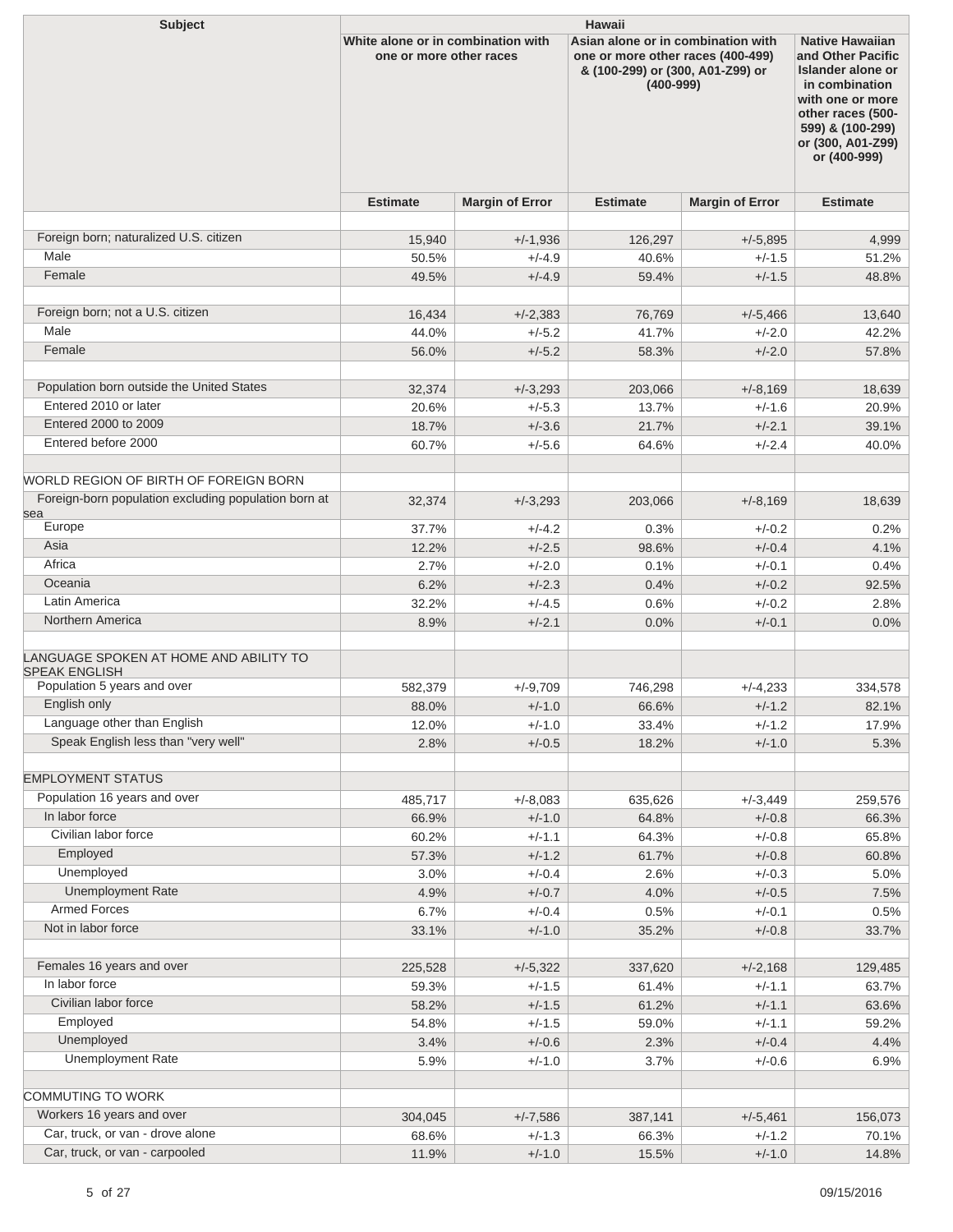| Subject | Hawaii | | | | |
|---|---|---|---|---|---|
| | White alone or in combination with one or more other races | | Asian alone or in combination with one or more other races (400-499) & (100-299) or (300, A01-Z99) or (400-999) | | Native Hawaiian and Other Pacific Islander alone or in combination with one or more other races (500-599) & (100-299) or (300, A01-Z99) or (400-999) |
| | Estimate | Margin of Error | Estimate | Margin of Error | Estimate |
| | | | | | |
| Foreign born; naturalized U.S. citizen | 15,940 | +/-1,936 | 126,297 | +/-5,895 | 4,999 |
| Male | 50.5% | +/-4.9 | 40.6% | +/-1.5 | 51.2% |
| Female | 49.5% | +/-4.9 | 59.4% | +/-1.5 | 48.8% |
| | | | | | |
| Foreign born; not a U.S. citizen | 16,434 | +/-2,383 | 76,769 | +/-5,466 | 13,640 |
| Male | 44.0% | +/-5.2 | 41.7% | +/-2.0 | 42.2% |
| Female | 56.0% | +/-5.2 | 58.3% | +/-2.0 | 57.8% |
| | | | | | |
| Population born outside the United States | 32,374 | +/-3,293 | 203,066 | +/-8,169 | 18,639 |
| Entered 2010 or later | 20.6% | +/-5.3 | 13.7% | +/-1.6 | 20.9% |
| Entered 2000 to 2009 | 18.7% | +/-3.6 | 21.7% | +/-2.1 | 39.1% |
| Entered before 2000 | 60.7% | +/-5.6 | 64.6% | +/-2.4 | 40.0% |
| | | | | | |
| WORLD REGION OF BIRTH OF FOREIGN BORN | | | | | |
| Foreign-born population excluding population born at sea | 32,374 | +/-3,293 | 203,066 | +/-8,169 | 18,639 |
| Europe | 37.7% | +/-4.2 | 0.3% | +/-0.2 | 0.2% |
| Asia | 12.2% | +/-2.5 | 98.6% | +/-0.4 | 4.1% |
| Africa | 2.7% | +/-2.0 | 0.1% | +/-0.1 | 0.4% |
| Oceania | 6.2% | +/-2.3 | 0.4% | +/-0.2 | 92.5% |
| Latin America | 32.2% | +/-4.5 | 0.6% | +/-0.2 | 2.8% |
| Northern America | 8.9% | +/-2.1 | 0.0% | +/-0.1 | 0.0% |
| | | | | | |
| LANGUAGE SPOKEN AT HOME AND ABILITY TO SPEAK ENGLISH | | | | | |
| Population 5 years and over | 582,379 | +/-9,709 | 746,298 | +/-4,233 | 334,578 |
| English only | 88.0% | +/-1.0 | 66.6% | +/-1.2 | 82.1% |
| Language other than English | 12.0% | +/-1.0 | 33.4% | +/-1.2 | 17.9% |
| Speak English less than "very well" | 2.8% | +/-0.5 | 18.2% | +/-1.0 | 5.3% |
| | | | | | |
| EMPLOYMENT STATUS | | | | | |
| Population 16 years and over | 485,717 | +/-8,083 | 635,626 | +/-3,449 | 259,576 |
| In labor force | 66.9% | +/-1.0 | 64.8% | +/-0.8 | 66.3% |
| Civilian labor force | 60.2% | +/-1.1 | 64.3% | +/-0.8 | 65.8% |
| Employed | 57.3% | +/-1.2 | 61.7% | +/-0.8 | 60.8% |
| Unemployed | 3.0% | +/-0.4 | 2.6% | +/-0.3 | 5.0% |
| Unemployment Rate | 4.9% | +/-0.7 | 4.0% | +/-0.5 | 7.5% |
| Armed Forces | 6.7% | +/-0.4 | 0.5% | +/-0.1 | 0.5% |
| Not in labor force | 33.1% | +/-1.0 | 35.2% | +/-0.8 | 33.7% |
| | | | | | |
| Females 16 years and over | 225,528 | +/-5,322 | 337,620 | +/-2,168 | 129,485 |
| In labor force | 59.3% | +/-1.5 | 61.4% | +/-1.1 | 63.7% |
| Civilian labor force | 58.2% | +/-1.5 | 61.2% | +/-1.1 | 63.6% |
| Employed | 54.8% | +/-1.5 | 59.0% | +/-1.1 | 59.2% |
| Unemployed | 3.4% | +/-0.6 | 2.3% | +/-0.4 | 4.4% |
| Unemployment Rate | 5.9% | +/-1.0 | 3.7% | +/-0.6 | 6.9% |
| | | | | | |
| COMMUTING TO WORK | | | | | |
| Workers 16 years and over | 304,045 | +/-7,586 | 387,141 | +/-5,461 | 156,073 |
| Car, truck, or van - drove alone | 68.6% | +/-1.3 | 66.3% | +/-1.2 | 70.1% |
| Car, truck, or van - carpooled | 11.9% | +/-1.0 | 15.5% | +/-1.0 | 14.8% |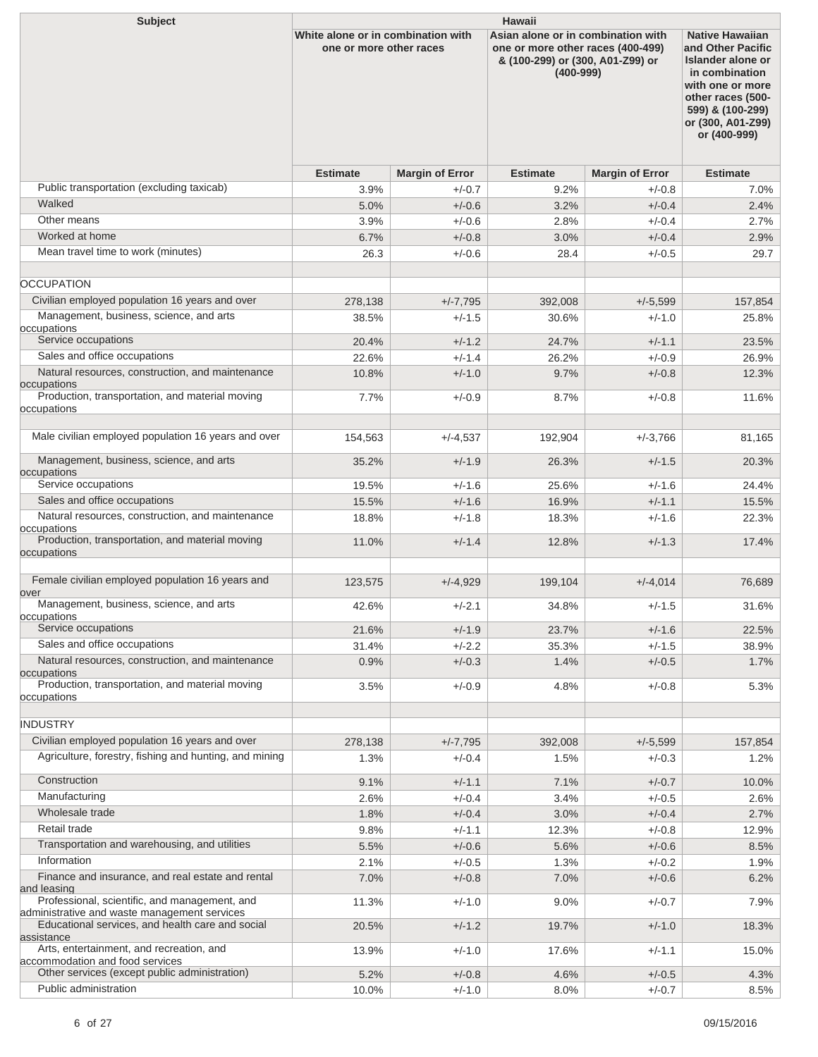| Subject | Hawaii | | | | |
|---|---|---|---|---|---|
| | White alone or in combination with one or more other races | | Asian alone or in combination with one or more other races (400-499) & (100-299) or (300, A01-Z99) or (400-999) | | Native Hawaiian and Other Pacific Islander alone or in combination with one or more other races (500-599) & (100-299) or (300, A01-Z99) or (400-999) |
| | Estimate | Margin of Error | Estimate | Margin of Error | Estimate |
| Public transportation (excluding taxicab) | 3.9% | +/-0.7 | 9.2% | +/-0.8 | 7.0% |
| Walked | 5.0% | +/-0.6 | 3.2% | +/-0.4 | 2.4% |
| Other means | 3.9% | +/-0.6 | 2.8% | +/-0.4 | 2.7% |
| Worked at home | 6.7% | +/-0.8 | 3.0% | +/-0.4 | 2.9% |
| Mean travel time to work (minutes) | 26.3 | +/-0.6 | 28.4 | +/-0.5 | 29.7 |
| | | | | | |
| OCCUPATION | | | | | |
| Civilian employed population 16 years and over | 278,138 | +/-7,795 | 392,008 | +/-5,599 | 157,854 |
| Management, business, science, and arts occupations | 38.5% | +/-1.5 | 30.6% | +/-1.0 | 25.8% |
| Service occupations | 20.4% | +/-1.2 | 24.7% | +/-1.1 | 23.5% |
| Sales and office occupations | 22.6% | +/-1.4 | 26.2% | +/-0.9 | 26.9% |
| Natural resources, construction, and maintenance occupations | 10.8% | +/-1.0 | 9.7% | +/-0.8 | 12.3% |
| Production, transportation, and material moving occupations | 7.7% | +/-0.9 | 8.7% | +/-0.8 | 11.6% |
| | | | | | |
| Male civilian employed population 16 years and over | 154,563 | +/-4,537 | 192,904 | +/-3,766 | 81,165 |
| Management, business, science, and arts occupations | 35.2% | +/-1.9 | 26.3% | +/-1.5 | 20.3% |
| Service occupations | 19.5% | +/-1.6 | 25.6% | +/-1.6 | 24.4% |
| Sales and office occupations | 15.5% | +/-1.6 | 16.9% | +/-1.1 | 15.5% |
| Natural resources, construction, and maintenance occupations | 18.8% | +/-1.8 | 18.3% | +/-1.6 | 22.3% |
| Production, transportation, and material moving occupations | 11.0% | +/-1.4 | 12.8% | +/-1.3 | 17.4% |
| | | | | | |
| Female civilian employed population 16 years and over | 123,575 | +/-4,929 | 199,104 | +/-4,014 | 76,689 |
| Management, business, science, and arts occupations | 42.6% | +/-2.1 | 34.8% | +/-1.5 | 31.6% |
| Service occupations | 21.6% | +/-1.9 | 23.7% | +/-1.6 | 22.5% |
| Sales and office occupations | 31.4% | +/-2.2 | 35.3% | +/-1.5 | 38.9% |
| Natural resources, construction, and maintenance occupations | 0.9% | +/-0.3 | 1.4% | +/-0.5 | 1.7% |
| Production, transportation, and material moving occupations | 3.5% | +/-0.9 | 4.8% | +/-0.8 | 5.3% |
| | | | | | |
| INDUSTRY | | | | | |
| Civilian employed population 16 years and over | 278,138 | +/-7,795 | 392,008 | +/-5,599 | 157,854 |
| Agriculture, forestry, fishing and hunting, and mining | 1.3% | +/-0.4 | 1.5% | +/-0.3 | 1.2% |
| Construction | 9.1% | +/-1.1 | 7.1% | +/-0.7 | 10.0% |
| Manufacturing | 2.6% | +/-0.4 | 3.4% | +/-0.5 | 2.6% |
| Wholesale trade | 1.8% | +/-0.4 | 3.0% | +/-0.4 | 2.7% |
| Retail trade | 9.8% | +/-1.1 | 12.3% | +/-0.8 | 12.9% |
| Transportation and warehousing, and utilities | 5.5% | +/-0.6 | 5.6% | +/-0.6 | 8.5% |
| Information | 2.1% | +/-0.5 | 1.3% | +/-0.2 | 1.9% |
| Finance and insurance, and real estate and rental and leasing | 7.0% | +/-0.8 | 7.0% | +/-0.6 | 6.2% |
| Professional, scientific, and management, and administrative and waste management services | 11.3% | +/-1.0 | 9.0% | +/-0.7 | 7.9% |
| Educational services, and health care and social assistance | 20.5% | +/-1.2 | 19.7% | +/-1.0 | 18.3% |
| Arts, entertainment, and recreation, and accommodation and food services | 13.9% | +/-1.0 | 17.6% | +/-1.1 | 15.0% |
| Other services (except public administration) | 5.2% | +/-0.8 | 4.6% | +/-0.5 | 4.3% |
| Public administration | 10.0% | +/-1.0 | 8.0% | +/-0.7 | 8.5% |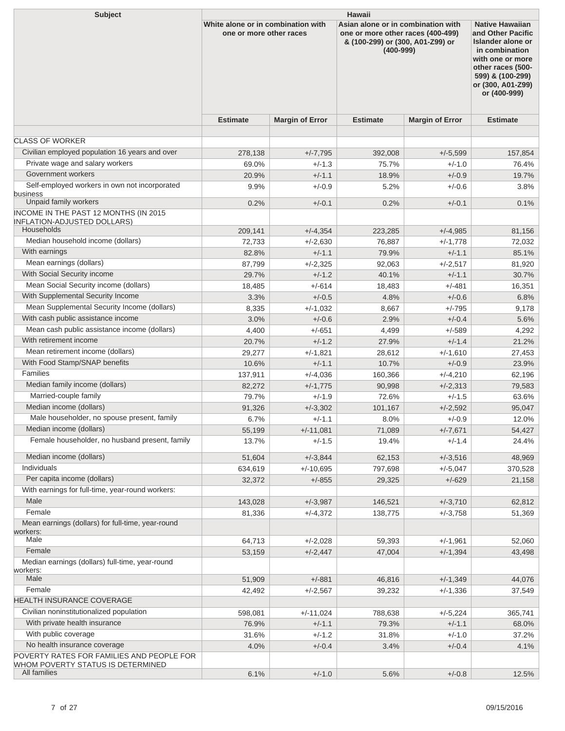| Subject | Hawaii | | | | |
|---|---|---|---|---|---|
| | White alone or in combination with one or more other races | | Asian alone or in combination with one or more other races (400-499) & (100-299) or (300, A01-Z99) or (400-999) | | Native Hawaiian and Other Pacific Islander alone or in combination with one or more other races (500-599) & (100-299) or (300, A01-Z99) or (400-999) |
| | Estimate | Margin of Error | Estimate | Margin of Error | Estimate |
| | | | | | |
| CLASS OF WORKER | | | | | |
| Civilian employed population 16 years and over | 278,138 | +/-7,795 | 392,008 | +/-5,599 | 157,854 |
| Private wage and salary workers | 69.0% | +/-1.3 | 75.7% | +/-1.0 | 76.4% |
| Government workers | 20.9% | +/-1.1 | 18.9% | +/-0.9 | 19.7% |
| Self-employed workers in own not incorporated business | 9.9% | +/-0.9 | 5.2% | +/-0.6 | 3.8% |
| Unpaid family workers | 0.2% | +/-0.1 | 0.2% | +/-0.1 | 0.1% |
| INCOME IN THE PAST 12 MONTHS (IN 2015 INFLATION-ADJUSTED DOLLARS) | | | | | |
| Households | 209,141 | +/-4,354 | 223,285 | +/-4,985 | 81,156 |
| Median household income (dollars) | 72,733 | +/-2,630 | 76,887 | +/-1,778 | 72,032 |
| With earnings | 82.8% | +/-1.1 | 79.9% | +/-1.1 | 85.1% |
| Mean earnings (dollars) | 87,799 | +/-2,325 | 92,063 | +/-2,517 | 81,920 |
| With Social Security income | 29.7% | +/-1.2 | 40.1% | +/-1.1 | 30.7% |
| Mean Social Security income (dollars) | 18,485 | +/-614 | 18,483 | +/-481 | 16,351 |
| With Supplemental Security Income | 3.3% | +/-0.5 | 4.8% | +/-0.6 | 6.8% |
| Mean Supplemental Security Income (dollars) | 8,335 | +/-1,032 | 8,667 | +/-795 | 9,178 |
| With cash public assistance income | 3.0% | +/-0.6 | 2.9% | +/-0.4 | 5.6% |
| Mean cash public assistance income (dollars) | 4,400 | +/-651 | 4,499 | +/-589 | 4,292 |
| With retirement income | 20.7% | +/-1.2 | 27.9% | +/-1.4 | 21.2% |
| Mean retirement income (dollars) | 29,277 | +/-1,821 | 28,612 | +/-1,610 | 27,453 |
| With Food Stamp/SNAP benefits | 10.6% | +/-1.1 | 10.7% | +/-0.9 | 23.9% |
| Families | 137,911 | +/-4,036 | 160,366 | +/-4,210 | 62,196 |
| Median family income (dollars) | 82,272 | +/-1,775 | 90,998 | +/-2,313 | 79,583 |
| Married-couple family | 79.7% | +/-1.9 | 72.6% | +/-1.5 | 63.6% |
| Median income (dollars) | 91,326 | +/-3,302 | 101,167 | +/-2,592 | 95,047 |
| Male householder, no spouse present, family | 6.7% | +/-1.1 | 8.0% | +/-0.9 | 12.0% |
| Median income (dollars) | 55,199 | +/-11,081 | 71,089 | +/-7,671 | 54,427 |
| Female householder, no husband present, family | 13.7% | +/-1.5 | 19.4% | +/-1.4 | 24.4% |
| Median income (dollars) | 51,604 | +/-3,844 | 62,153 | +/-3,516 | 48,969 |
| Individuals | 634,619 | +/-10,695 | 797,698 | +/-5,047 | 370,528 |
| Per capita income (dollars) | 32,372 | +/-855 | 29,325 | +/-629 | 21,158 |
| With earnings for full-time, year-round workers: | | | | | |
| Male | 143,028 | +/-3,987 | 146,521 | +/-3,710 | 62,812 |
| Female | 81,336 | +/-4,372 | 138,775 | +/-3,758 | 51,369 |
| Mean earnings (dollars) for full-time, year-round workers: | | | | | |
| Male | 64,713 | +/-2,028 | 59,393 | +/-1,961 | 52,060 |
| Female | 53,159 | +/-2,447 | 47,004 | +/-1,394 | 43,498 |
| Median earnings (dollars) full-time, year-round workers: | | | | | |
| Male | 51,909 | +/-881 | 46,816 | +/-1,349 | 44,076 |
| Female | 42,492 | +/-2,567 | 39,232 | +/-1,336 | 37,549 |
| HEALTH INSURANCE COVERAGE | | | | | |
| Civilian noninstitutionalized population | 598,081 | +/-11,024 | 788,638 | +/-5,224 | 365,741 |
| With private health insurance | 76.9% | +/-1.1 | 79.3% | +/-1.1 | 68.0% |
| With public coverage | 31.6% | +/-1.2 | 31.8% | +/-1.0 | 37.2% |
| No health insurance coverage | 4.0% | +/-0.4 | 3.4% | +/-0.4 | 4.1% |
| POVERTY RATES FOR FAMILIES AND PEOPLE FOR WHOM POVERTY STATUS IS DETERMINED | | | | | |
| All families | 6.1% | +/-1.0 | 5.6% | +/-0.8 | 12.5% |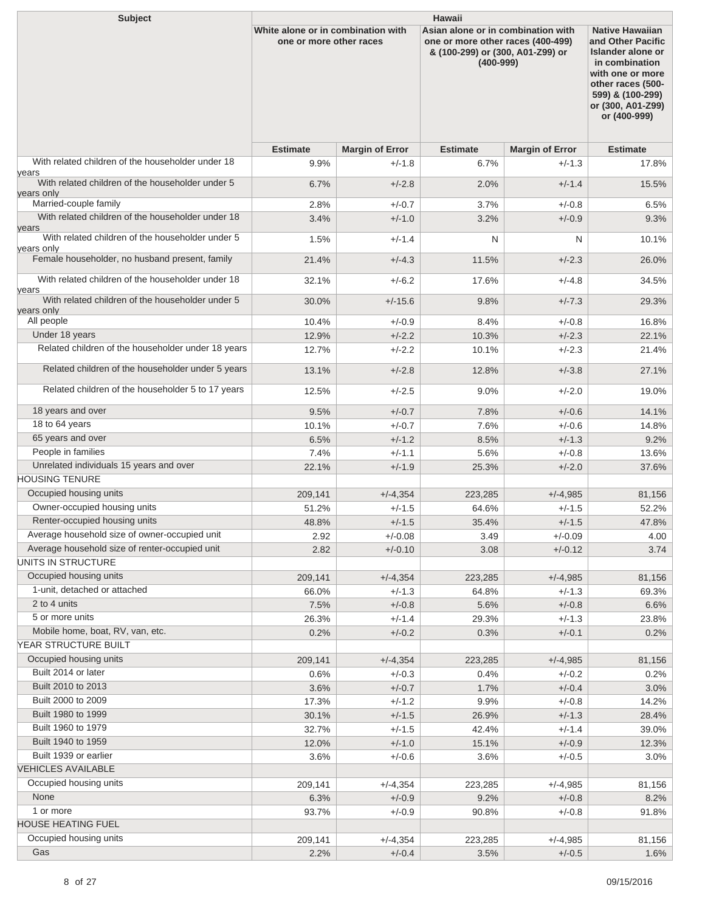| Subject | Hawaii | | | | |
|---|---|---|---|---|---|
| | White alone or in combination with one or more other races | | Asian alone or in combination with one or more other races (400-499) & (100-299) or (300, A01-Z99) or (400-999) | | Native Hawaiian and Other Pacific Islander alone or in combination with one or more other races (500-599) & (100-299) or (300, A01-Z99) or (400-999) |
| | Estimate | Margin of Error | Estimate | Margin of Error | Estimate |
| With related children of the householder under 18 years | 9.9% | +/-1.8 | 6.7% | +/-1.3 | 17.8% |
| With related children of the householder under 5 years only | 6.7% | +/-2.8 | 2.0% | +/-1.4 | 15.5% |
| Married-couple family | 2.8% | +/-0.7 | 3.7% | +/-0.8 | 6.5% |
| With related children of the householder under 18 years | 3.4% | +/-1.0 | 3.2% | +/-0.9 | 9.3% |
| With related children of the householder under 5 years only | 1.5% | +/-1.4 | N | N | 10.1% |
| Female householder, no husband present, family | 21.4% | +/-4.3 | 11.5% | +/-2.3 | 26.0% |
| With related children of the householder under 18 years | 32.1% | +/-6.2 | 17.6% | +/-4.8 | 34.5% |
| With related children of the householder under 5 years only | 30.0% | +/-15.6 | 9.8% | +/-7.3 | 29.3% |
| All people | 10.4% | +/-0.9 | 8.4% | +/-0.8 | 16.8% |
| Under 18 years | 12.9% | +/-2.2 | 10.3% | +/-2.3 | 22.1% |
| Related children of the householder under 18 years | 12.7% | +/-2.2 | 10.1% | +/-2.3 | 21.4% |
| Related children of the householder under 5 years | 13.1% | +/-2.8 | 12.8% | +/-3.8 | 27.1% |
| Related children of the householder 5 to 17 years | 12.5% | +/-2.5 | 9.0% | +/-2.0 | 19.0% |
| 18 years and over | 9.5% | +/-0.7 | 7.8% | +/-0.6 | 14.1% |
| 18 to 64 years | 10.1% | +/-0.7 | 7.6% | +/-0.6 | 14.8% |
| 65 years and over | 6.5% | +/-1.2 | 8.5% | +/-1.3 | 9.2% |
| People in families | 7.4% | +/-1.1 | 5.6% | +/-0.8 | 13.6% |
| Unrelated individuals 15 years and over | 22.1% | +/-1.9 | 25.3% | +/-2.0 | 37.6% |
| HOUSING TENURE | | | | | |
| Occupied housing units | 209,141 | +/-4,354 | 223,285 | +/-4,985 | 81,156 |
| Owner-occupied housing units | 51.2% | +/-1.5 | 64.6% | +/-1.5 | 52.2% |
| Renter-occupied housing units | 48.8% | +/-1.5 | 35.4% | +/-1.5 | 47.8% |
| Average household size of owner-occupied unit | 2.92 | +/-0.08 | 3.49 | +/-0.09 | 4.00 |
| Average household size of renter-occupied unit | 2.82 | +/-0.10 | 3.08 | +/-0.12 | 3.74 |
| UNITS IN STRUCTURE | | | | | |
| Occupied housing units | 209,141 | +/-4,354 | 223,285 | +/-4,985 | 81,156 |
| 1-unit, detached or attached | 66.0% | +/-1.3 | 64.8% | +/-1.3 | 69.3% |
| 2 to 4 units | 7.5% | +/-0.8 | 5.6% | +/-0.8 | 6.6% |
| 5 or more units | 26.3% | +/-1.4 | 29.3% | +/-1.3 | 23.8% |
| Mobile home, boat, RV, van, etc. | 0.2% | +/-0.2 | 0.3% | +/-0.1 | 0.2% |
| YEAR STRUCTURE BUILT | | | | | |
| Occupied housing units | 209,141 | +/-4,354 | 223,285 | +/-4,985 | 81,156 |
| Built 2014 or later | 0.6% | +/-0.3 | 0.4% | +/-0.2 | 0.2% |
| Built 2010 to 2013 | 3.6% | +/-0.7 | 1.7% | +/-0.4 | 3.0% |
| Built 2000 to 2009 | 17.3% | +/-1.2 | 9.9% | +/-0.8 | 14.2% |
| Built 1980 to 1999 | 30.1% | +/-1.5 | 26.9% | +/-1.3 | 28.4% |
| Built 1960 to 1979 | 32.7% | +/-1.5 | 42.4% | +/-1.4 | 39.0% |
| Built 1940 to 1959 | 12.0% | +/-1.0 | 15.1% | +/-0.9 | 12.3% |
| Built 1939 or earlier | 3.6% | +/-0.6 | 3.6% | +/-0.5 | 3.0% |
| VEHICLES AVAILABLE | | | | | |
| Occupied housing units | 209,141 | +/-4,354 | 223,285 | +/-4,985 | 81,156 |
| None | 6.3% | +/-0.9 | 9.2% | +/-0.8 | 8.2% |
| 1 or more | 93.7% | +/-0.9 | 90.8% | +/-0.8 | 91.8% |
| HOUSE HEATING FUEL | | | | | |
| Occupied housing units | 209,141 | +/-4,354 | 223,285 | +/-4,985 | 81,156 |
| Gas | 2.2% | +/-0.4 | 3.5% | +/-0.5 | 1.6% |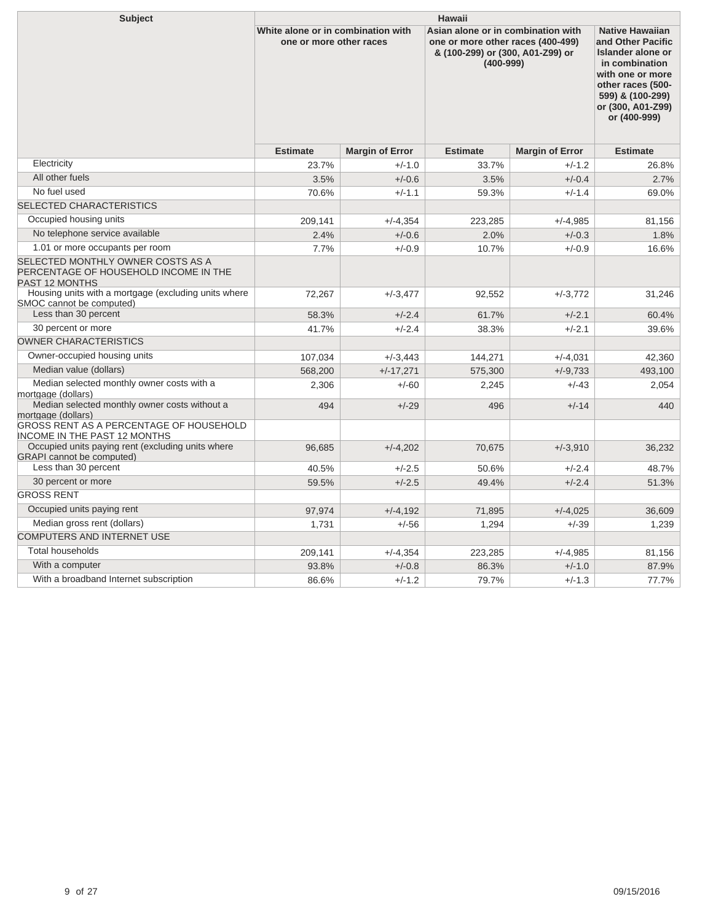| Subject | Hawaii | | | | |
|---|---|---|---|---|---|
| | White alone or in combination with one or more other races | | Asian alone or in combination with one or more other races (400-499) & (100-299) or (300, A01-Z99) or (400-999) | | Native Hawaiian and Other Pacific Islander alone or in combination with one or more other races (500-599) & (100-299) or (300, A01-Z99) or (400-999) |
| | Estimate | Margin of Error | Estimate | Margin of Error | Estimate |
| Electricity | 23.7% | +/-1.0 | 33.7% | +/-1.2 | 26.8% |
| All other fuels | 3.5% | +/-0.6 | 3.5% | +/-0.4 | 2.7% |
| No fuel used | 70.6% | +/-1.1 | 59.3% | +/-1.4 | 69.0% |
| SELECTED CHARACTERISTICS | | | | | |
| Occupied housing units | 209,141 | +/-4,354 | 223,285 | +/-4,985 | 81,156 |
| No telephone service available | 2.4% | +/-0.6 | 2.0% | +/-0.3 | 1.8% |
| 1.01 or more occupants per room | 7.7% | +/-0.9 | 10.7% | +/-0.9 | 16.6% |
| SELECTED MONTHLY OWNER COSTS AS A PERCENTAGE OF HOUSEHOLD INCOME IN THE PAST 12 MONTHS | | | | | |
| Housing units with a mortgage (excluding units where SMOC cannot be computed) | 72,267 | +/-3,477 | 92,552 | +/-3,772 | 31,246 |
| Less than 30 percent | 58.3% | +/-2.4 | 61.7% | +/-2.1 | 60.4% |
| 30 percent or more | 41.7% | +/-2.4 | 38.3% | +/-2.1 | 39.6% |
| OWNER CHARACTERISTICS | | | | | |
| Owner-occupied housing units | 107,034 | +/-3,443 | 144,271 | +/-4,031 | 42,360 |
| Median value (dollars) | 568,200 | +/-17,271 | 575,300 | +/-9,733 | 493,100 |
| Median selected monthly owner costs with a mortgage (dollars) | 2,306 | +/-60 | 2,245 | +/-43 | 2,054 |
| Median selected monthly owner costs without a mortgage (dollars) | 494 | +/-29 | 496 | +/-14 | 440 |
| GROSS RENT AS A PERCENTAGE OF HOUSEHOLD INCOME IN THE PAST 12 MONTHS | | | | | |
| Occupied units paying rent (excluding units where GRAPI cannot be computed) | 96,685 | +/-4,202 | 70,675 | +/-3,910 | 36,232 |
| Less than 30 percent | 40.5% | +/-2.5 | 50.6% | +/-2.4 | 48.7% |
| 30 percent or more | 59.5% | +/-2.5 | 49.4% | +/-2.4 | 51.3% |
| GROSS RENT | | | | | |
| Occupied units paying rent | 97,974 | +/-4,192 | 71,895 | +/-4,025 | 36,609 |
| Median gross rent (dollars) | 1,731 | +/-56 | 1,294 | +/-39 | 1,239 |
| COMPUTERS AND INTERNET USE | | | | | |
| Total households | 209,141 | +/-4,354 | 223,285 | +/-4,985 | 81,156 |
| With a computer | 93.8% | +/-0.8 | 86.3% | +/-1.0 | 87.9% |
| With a broadband Internet subscription | 86.6% | +/-1.2 | 79.7% | +/-1.3 | 77.7% |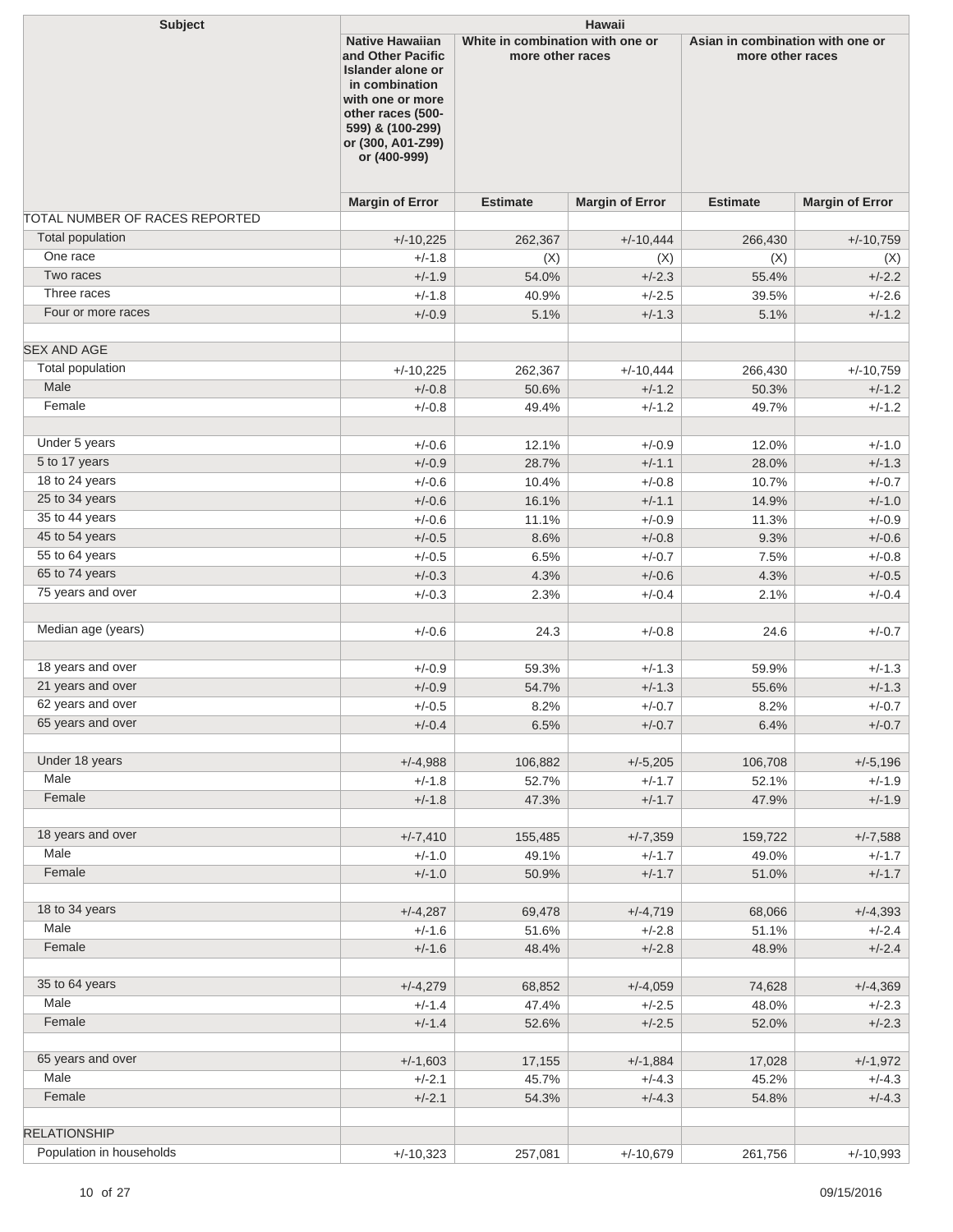| Subject | Hawaii | | | | |
|---|---|---|---|---|---|
| | Native Hawaiian and Other Pacific Islander alone or in combination with one or more other races (500-599) & (100-299) or (300, A01-Z99) or (400-999) | White in combination with one or more other races | | Asian in combination with one or more other races | |
| | Margin of Error | Estimate | Margin of Error | Estimate | Margin of Error |
| TOTAL NUMBER OF RACES REPORTED | | | | | |
| Total population | +/-10,225 | 262,367 | +/-10,444 | 266,430 | +/-10,759 |
| One race | +/-1.8 | (X) | (X) | (X) | (X) |
| Two races | +/-1.9 | 54.0% | +/-2.3 | 55.4% | +/-2.2 |
| Three races | +/-1.8 | 40.9% | +/-2.5 | 39.5% | +/-2.6 |
| Four or more races | +/-0.9 | 5.1% | +/-1.3 | 5.1% | +/-1.2 |
| | | | | | |
| SEX AND AGE | | | | | |
| Total population | +/-10,225 | 262,367 | +/-10,444 | 266,430 | +/-10,759 |
| Male | +/-0.8 | 50.6% | +/-1.2 | 50.3% | +/-1.2 |
| Female | +/-0.8 | 49.4% | +/-1.2 | 49.7% | +/-1.2 |
| | | | | | |
| Under 5 years | +/-0.6 | 12.1% | +/-0.9 | 12.0% | +/-1.0 |
| 5 to 17 years | +/-0.9 | 28.7% | +/-1.1 | 28.0% | +/-1.3 |
| 18 to 24 years | +/-0.6 | 10.4% | +/-0.8 | 10.7% | +/-0.7 |
| 25 to 34 years | +/-0.6 | 16.1% | +/-1.1 | 14.9% | +/-1.0 |
| 35 to 44 years | +/-0.6 | 11.1% | +/-0.9 | 11.3% | +/-0.9 |
| 45 to 54 years | +/-0.5 | 8.6% | +/-0.8 | 9.3% | +/-0.6 |
| 55 to 64 years | +/-0.5 | 6.5% | +/-0.7 | 7.5% | +/-0.8 |
| 65 to 74 years | +/-0.3 | 4.3% | +/-0.6 | 4.3% | +/-0.5 |
| 75 years and over | +/-0.3 | 2.3% | +/-0.4 | 2.1% | +/-0.4 |
| | | | | | |
| Median age (years) | +/-0.6 | 24.3 | +/-0.8 | 24.6 | +/-0.7 |
| | | | | | |
| 18 years and over | +/-0.9 | 59.3% | +/-1.3 | 59.9% | +/-1.3 |
| 21 years and over | +/-0.9 | 54.7% | +/-1.3 | 55.6% | +/-1.3 |
| 62 years and over | +/-0.5 | 8.2% | +/-0.7 | 8.2% | +/-0.7 |
| 65 years and over | +/-0.4 | 6.5% | +/-0.7 | 6.4% | +/-0.7 |
| | | | | | |
| Under 18 years | +/-4,988 | 106,882 | +/-5,205 | 106,708 | +/-5,196 |
| Male | +/-1.8 | 52.7% | +/-1.7 | 52.1% | +/-1.9 |
| Female | +/-1.8 | 47.3% | +/-1.7 | 47.9% | +/-1.9 |
| | | | | | |
| 18 years and over | +/-7,410 | 155,485 | +/-7,359 | 159,722 | +/-7,588 |
| Male | +/-1.0 | 49.1% | +/-1.7 | 49.0% | +/-1.7 |
| Female | +/-1.0 | 50.9% | +/-1.7 | 51.0% | +/-1.7 |
| | | | | | |
| 18 to 34 years | +/-4,287 | 69,478 | +/-4,719 | 68,066 | +/-4,393 |
| Male | +/-1.6 | 51.6% | +/-2.8 | 51.1% | +/-2.4 |
| Female | +/-1.6 | 48.4% | +/-2.8 | 48.9% | +/-2.4 |
| | | | | | |
| 35 to 64 years | +/-4,279 | 68,852 | +/-4,059 | 74,628 | +/-4,369 |
| Male | +/-1.4 | 47.4% | +/-2.5 | 48.0% | +/-2.3 |
| Female | +/-1.4 | 52.6% | +/-2.5 | 52.0% | +/-2.3 |
| | | | | | |
| 65 years and over | +/-1,603 | 17,155 | +/-1,884 | 17,028 | +/-1,972 |
| Male | +/-2.1 | 45.7% | +/-4.3 | 45.2% | +/-4.3 |
| Female | +/-2.1 | 54.3% | +/-4.3 | 54.8% | +/-4.3 |
| | | | | | |
| RELATIONSHIP | | | | | |
| Population in households | +/-10,323 | 257,081 | +/-10,679 | 261,756 | +/-10,993 |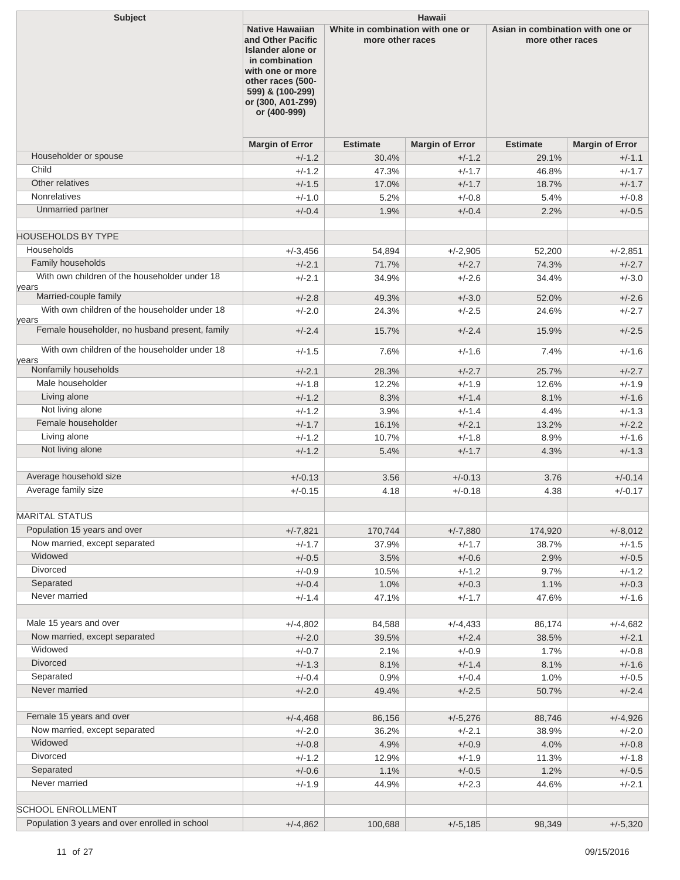| Subject | Hawaii | | | | |
|---|---|---|---|---|---|
| | Native Hawaiian and Other Pacific Islander alone or in combination with one or more other races (500-599) & (100-299) or (300, A01-Z99) or (400-999) | White in combination with one or more other races | | Asian in combination with one or more other races | |
| | Margin of Error | Estimate | Margin of Error | Estimate | Margin of Error |
| Householder or spouse | +/-1.2 | 30.4% | +/-1.2 | 29.1% | +/-1.1 |
| Child | +/-1.2 | 47.3% | +/-1.7 | 46.8% | +/-1.7 |
| Other relatives | +/-1.5 | 17.0% | +/-1.7 | 18.7% | +/-1.7 |
| Nonrelatives | +/-1.0 | 5.2% | +/-0.8 | 5.4% | +/-0.8 |
| Unmarried partner | +/-0.4 | 1.9% | +/-0.4 | 2.2% | +/-0.5 |
| | | | | | |
| HOUSEHOLDS BY TYPE | | | | | |
| Households | +/-3,456 | 54,894 | +/-2,905 | 52,200 | +/-2,851 |
| Family households | +/-2.1 | 71.7% | +/-2.7 | 74.3% | +/-2.7 |
| With own children of the householder under 18 years | +/-2.1 | 34.9% | +/-2.6 | 34.4% | +/-3.0 |
| Married-couple family | +/-2.8 | 49.3% | +/-3.0 | 52.0% | +/-2.6 |
| With own children of the householder under 18 years | +/-2.0 | 24.3% | +/-2.5 | 24.6% | +/-2.7 |
| Female householder, no husband present, family | +/-2.4 | 15.7% | +/-2.4 | 15.9% | +/-2.5 |
| With own children of the householder under 18 years | +/-1.5 | 7.6% | +/-1.6 | 7.4% | +/-1.6 |
| Nonfamily households | +/-2.1 | 28.3% | +/-2.7 | 25.7% | +/-2.7 |
| Male householder | +/-1.8 | 12.2% | +/-1.9 | 12.6% | +/-1.9 |
| Living alone | +/-1.2 | 8.3% | +/-1.4 | 8.1% | +/-1.6 |
| Not living alone | +/-1.2 | 3.9% | +/-1.4 | 4.4% | +/-1.3 |
| Female householder | +/-1.7 | 16.1% | +/-2.1 | 13.2% | +/-2.2 |
| Living alone | +/-1.2 | 10.7% | +/-1.8 | 8.9% | +/-1.6 |
| Not living alone | +/-1.2 | 5.4% | +/-1.7 | 4.3% | +/-1.3 |
| | | | | | |
| Average household size | +/-0.13 | 3.56 | +/-0.13 | 3.76 | +/-0.14 |
| Average family size | +/-0.15 | 4.18 | +/-0.18 | 4.38 | +/-0.17 |
| | | | | | |
| MARITAL STATUS | | | | | |
| Population 15 years and over | +/-7,821 | 170,744 | +/-7,880 | 174,920 | +/-8,012 |
| Now married, except separated | +/-1.7 | 37.9% | +/-1.7 | 38.7% | +/-1.5 |
| Widowed | +/-0.5 | 3.5% | +/-0.6 | 2.9% | +/-0.5 |
| Divorced | +/-0.9 | 10.5% | +/-1.2 | 9.7% | +/-1.2 |
| Separated | +/-0.4 | 1.0% | +/-0.3 | 1.1% | +/-0.3 |
| Never married | +/-1.4 | 47.1% | +/-1.7 | 47.6% | +/-1.6 |
| | | | | | |
| Male 15 years and over | +/-4,802 | 84,588 | +/-4,433 | 86,174 | +/-4,682 |
| Now married, except separated | +/-2.0 | 39.5% | +/-2.4 | 38.5% | +/-2.1 |
| Widowed | +/-0.7 | 2.1% | +/-0.9 | 1.7% | +/-0.8 |
| Divorced | +/-1.3 | 8.1% | +/-1.4 | 8.1% | +/-1.6 |
| Separated | +/-0.4 | 0.9% | +/-0.4 | 1.0% | +/-0.5 |
| Never married | +/-2.0 | 49.4% | +/-2.5 | 50.7% | +/-2.4 |
| | | | | | |
| Female 15 years and over | +/-4,468 | 86,156 | +/-5,276 | 88,746 | +/-4,926 |
| Now married, except separated | +/-2.0 | 36.2% | +/-2.1 | 38.9% | +/-2.0 |
| Widowed | +/-0.8 | 4.9% | +/-0.9 | 4.0% | +/-0.8 |
| Divorced | +/-1.2 | 12.9% | +/-1.9 | 11.3% | +/-1.8 |
| Separated | +/-0.6 | 1.1% | +/-0.5 | 1.2% | +/-0.5 |
| Never married | +/-1.9 | 44.9% | +/-2.3 | 44.6% | +/-2.1 |
| | | | | | |
| SCHOOL ENROLLMENT | | | | | |
| Population 3 years and over enrolled in school | +/-4,862 | 100,688 | +/-5,185 | 98,349 | +/-5,320 |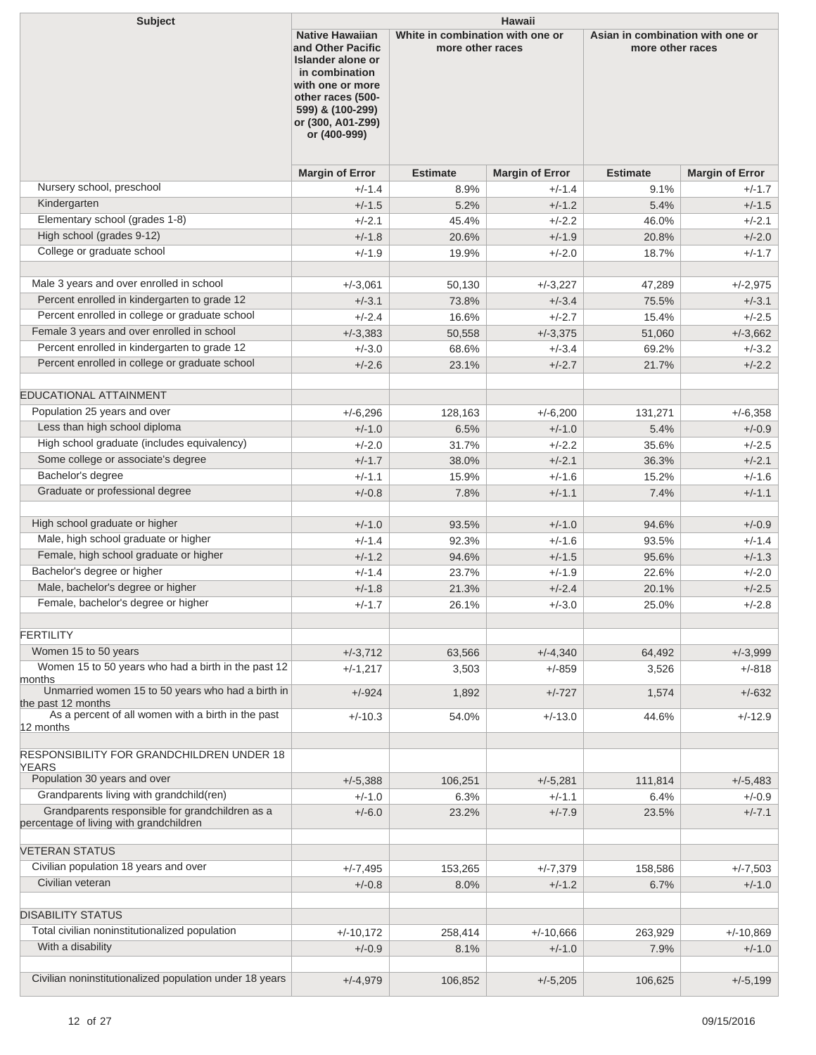| Subject | Hawaii | | | | |
|---|---|---|---|---|---|
| | Native Hawaiian and Other Pacific Islander alone or in combination with one or more other races (500-599) & (100-299) or (300, A01-Z99) or (400-999) | White in combination with one or more other races | | Asian in combination with one or more other races | |
| | Margin of Error | Estimate | Margin of Error | Estimate | Margin of Error |
| Nursery school, preschool | +/-1.4 | 8.9% | +/-1.4 | 9.1% | +/-1.7 |
| Kindergarten | +/-1.5 | 5.2% | +/-1.2 | 5.4% | +/-1.5 |
| Elementary school (grades 1-8) | +/-2.1 | 45.4% | +/-2.2 | 46.0% | +/-2.1 |
| High school (grades 9-12) | +/-1.8 | 20.6% | +/-1.9 | 20.8% | +/-2.0 |
| College or graduate school | +/-1.9 | 19.9% | +/-2.0 | 18.7% | +/-1.7 |
| | | | | | |
| Male 3 years and over enrolled in school | +/-3,061 | 50,130 | +/-3,227 | 47,289 | +/-2,975 |
| Percent enrolled in kindergarten to grade 12 | +/-3.1 | 73.8% | +/-3.4 | 75.5% | +/-3.1 |
| Percent enrolled in college or graduate school | +/-2.4 | 16.6% | +/-2.7 | 15.4% | +/-2.5 |
| Female 3 years and over enrolled in school | +/-3,383 | 50,558 | +/-3,375 | 51,060 | +/-3,662 |
| Percent enrolled in kindergarten to grade 12 | +/-3.0 | 68.6% | +/-3.4 | 69.2% | +/-3.2 |
| Percent enrolled in college or graduate school | +/-2.6 | 23.1% | +/-2.7 | 21.7% | +/-2.2 |
| | | | | | |
| EDUCATIONAL ATTAINMENT | | | | | |
| Population 25 years and over | +/-6,296 | 128,163 | +/-6,200 | 131,271 | +/-6,358 |
| Less than high school diploma | +/-1.0 | 6.5% | +/-1.0 | 5.4% | +/-0.9 |
| High school graduate (includes equivalency) | +/-2.0 | 31.7% | +/-2.2 | 35.6% | +/-2.5 |
| Some college or associate's degree | +/-1.7 | 38.0% | +/-2.1 | 36.3% | +/-2.1 |
| Bachelor's degree | +/-1.1 | 15.9% | +/-1.6 | 15.2% | +/-1.6 |
| Graduate or professional degree | +/-0.8 | 7.8% | +/-1.1 | 7.4% | +/-1.1 |
| | | | | | |
| High school graduate or higher | +/-1.0 | 93.5% | +/-1.0 | 94.6% | +/-0.9 |
| Male, high school graduate or higher | +/-1.4 | 92.3% | +/-1.6 | 93.5% | +/-1.4 |
| Female, high school graduate or higher | +/-1.2 | 94.6% | +/-1.5 | 95.6% | +/-1.3 |
| Bachelor's degree or higher | +/-1.4 | 23.7% | +/-1.9 | 22.6% | +/-2.0 |
| Male, bachelor's degree or higher | +/-1.8 | 21.3% | +/-2.4 | 20.1% | +/-2.5 |
| Female, bachelor's degree or higher | +/-1.7 | 26.1% | +/-3.0 | 25.0% | +/-2.8 |
| | | | | | |
| FERTILITY | | | | | |
| Women 15 to 50 years | +/-3,712 | 63,566 | +/-4,340 | 64,492 | +/-3,999 |
| Women 15 to 50 years who had a birth in the past 12 months | +/-1,217 | 3,503 | +/-859 | 3,526 | +/-818 |
| Unmarried women 15 to 50 years who had a birth in the past 12 months | +/-924 | 1,892 | +/-727 | 1,574 | +/-632 |
| As a percent of all women with a birth in the past 12 months | +/-10.3 | 54.0% | +/-13.0 | 44.6% | +/-12.9 |
| | | | | | |
| RESPONSIBILITY FOR GRANDCHILDREN UNDER 18 YEARS | | | | | |
| Population 30 years and over | +/-5,388 | 106,251 | +/-5,281 | 111,814 | +/-5,483 |
| Grandparents living with grandchild(ren) | +/-1.0 | 6.3% | +/-1.1 | 6.4% | +/-0.9 |
| Grandparents responsible for grandchildren as a percentage of living with grandchildren | +/-6.0 | 23.2% | +/-7.9 | 23.5% | +/-7.1 |
| | | | | | |
| VETERAN STATUS | | | | | |
| Civilian population 18 years and over | +/-7,495 | 153,265 | +/-7,379 | 158,586 | +/-7,503 |
| Civilian veteran | +/-0.8 | 8.0% | +/-1.2 | 6.7% | +/-1.0 |
| | | | | | |
| DISABILITY STATUS | | | | | |
| Total civilian noninstitutionalized population | +/-10,172 | 258,414 | +/-10,666 | 263,929 | +/-10,869 |
| With a disability | +/-0.9 | 8.1% | +/-1.0 | 7.9% | +/-1.0 |
| | | | | | |
| Civilian noninstitutionalized population under 18 years | +/-4,979 | 106,852 | +/-5,205 | 106,625 | +/-5,199 |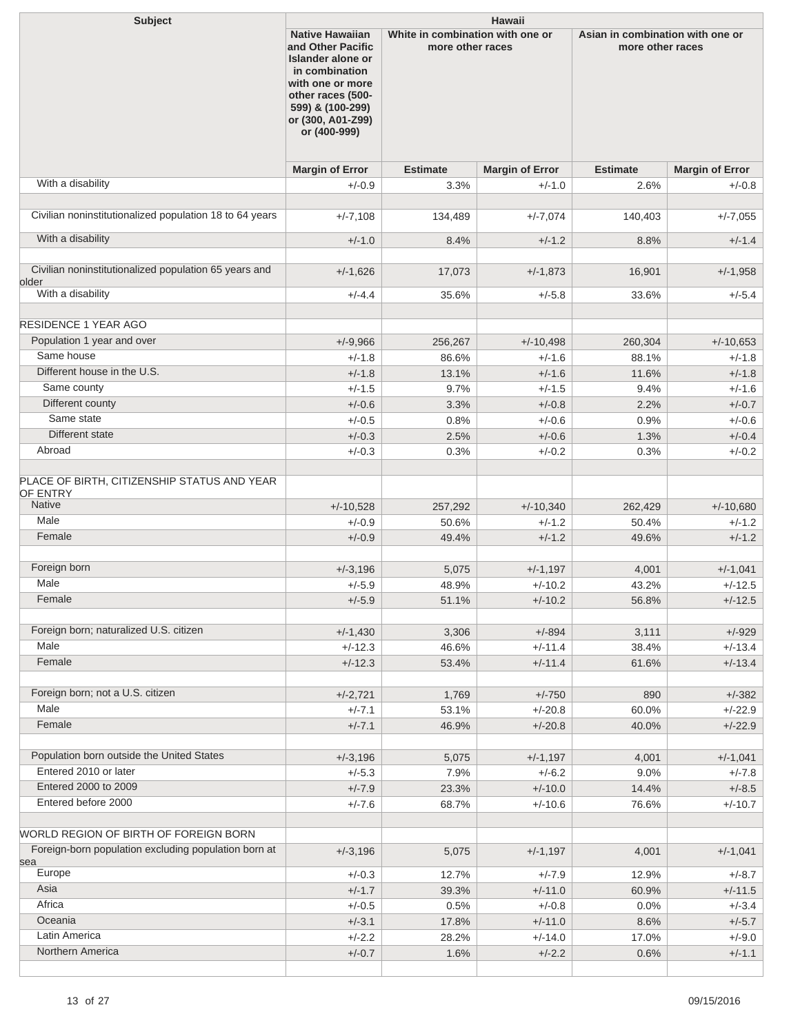| Subject | Hawaii | | | | |
|---|---|---|---|---|---|
| | Native Hawaiian and Other Pacific Islander alone or in combination with one or more other races (500-599) & (100-299) or (300, A01-Z99) or (400-999) | White in combination with one or more other races | | Asian in combination with one or more other races | |
| | Margin of Error | Estimate | Margin of Error | Estimate | Margin of Error |
| With a disability | +/-0.9 | 3.3% | +/-1.0 | 2.6% | +/-0.8 |
| | | | | | |
| Civilian noninstitutionalized population 18 to 64 years | +/-7,108 | 134,489 | +/-7,074 | 140,403 | +/-7,055 |
| With a disability | +/-1.0 | 8.4% | +/-1.2 | 8.8% | +/-1.4 |
| | | | | | |
| Civilian noninstitutionalized population 65 years and older | +/-1,626 | 17,073 | +/-1,873 | 16,901 | +/-1,958 |
| With a disability | +/-4.4 | 35.6% | +/-5.8 | 33.6% | +/-5.4 |
| | | | | | |
| RESIDENCE 1 YEAR AGO | | | | | |
| Population 1 year and over | +/-9,966 | 256,267 | +/-10,498 | 260,304 | +/-10,653 |
| Same house | +/-1.8 | 86.6% | +/-1.6 | 88.1% | +/-1.8 |
| Different house in the U.S. | +/-1.8 | 13.1% | +/-1.6 | 11.6% | +/-1.8 |
| Same county | +/-1.5 | 9.7% | +/-1.5 | 9.4% | +/-1.6 |
| Different county | +/-0.6 | 3.3% | +/-0.8 | 2.2% | +/-0.7 |
| Same state | +/-0.5 | 0.8% | +/-0.6 | 0.9% | +/-0.6 |
| Different state | +/-0.3 | 2.5% | +/-0.6 | 1.3% | +/-0.4 |
| Abroad | +/-0.3 | 0.3% | +/-0.2 | 0.3% | +/-0.2 |
| | | | | | |
| PLACE OF BIRTH, CITIZENSHIP STATUS AND YEAR OF ENTRY | | | | | |
| Native | +/-10,528 | 257,292 | +/-10,340 | 262,429 | +/-10,680 |
| Male | +/-0.9 | 50.6% | +/-1.2 | 50.4% | +/-1.2 |
| Female | +/-0.9 | 49.4% | +/-1.2 | 49.6% | +/-1.2 |
| | | | | | |
| Foreign born | +/-3,196 | 5,075 | +/-1,197 | 4,001 | +/-1,041 |
| Male | +/-5.9 | 48.9% | +/-10.2 | 43.2% | +/-12.5 |
| Female | +/-5.9 | 51.1% | +/-10.2 | 56.8% | +/-12.5 |
| | | | | | |
| Foreign born; naturalized U.S. citizen | +/-1,430 | 3,306 | +/-894 | 3,111 | +/-929 |
| Male | +/-12.3 | 46.6% | +/-11.4 | 38.4% | +/-13.4 |
| Female | +/-12.3 | 53.4% | +/-11.4 | 61.6% | +/-13.4 |
| | | | | | |
| Foreign born; not a U.S. citizen | +/-2,721 | 1,769 | +/-750 | 890 | +/-382 |
| Male | +/-7.1 | 53.1% | +/-20.8 | 60.0% | +/-22.9 |
| Female | +/-7.1 | 46.9% | +/-20.8 | 40.0% | +/-22.9 |
| | | | | | |
| Population born outside the United States | +/-3,196 | 5,075 | +/-1,197 | 4,001 | +/-1,041 |
| Entered 2010 or later | +/-5.3 | 7.9% | +/-6.2 | 9.0% | +/-7.8 |
| Entered 2000 to 2009 | +/-7.9 | 23.3% | +/-10.0 | 14.4% | +/-8.5 |
| Entered before 2000 | +/-7.6 | 68.7% | +/-10.6 | 76.6% | +/-10.7 |
| | | | | | |
| WORLD REGION OF BIRTH OF FOREIGN BORN | | | | | |
| Foreign-born population excluding population born at sea | +/-3,196 | 5,075 | +/-1,197 | 4,001 | +/-1,041 |
| Europe | +/-0.3 | 12.7% | +/-7.9 | 12.9% | +/-8.7 |
| Asia | +/-1.7 | 39.3% | +/-11.0 | 60.9% | +/-11.5 |
| Africa | +/-0.5 | 0.5% | +/-0.8 | 0.0% | +/-3.4 |
| Oceania | +/-3.1 | 17.8% | +/-11.0 | 8.6% | +/-5.7 |
| Latin America | +/-2.2 | 28.2% | +/-14.0 | 17.0% | +/-9.0 |
| Northern America | +/-0.7 | 1.6% | +/-2.2 | 0.6% | +/-1.1 |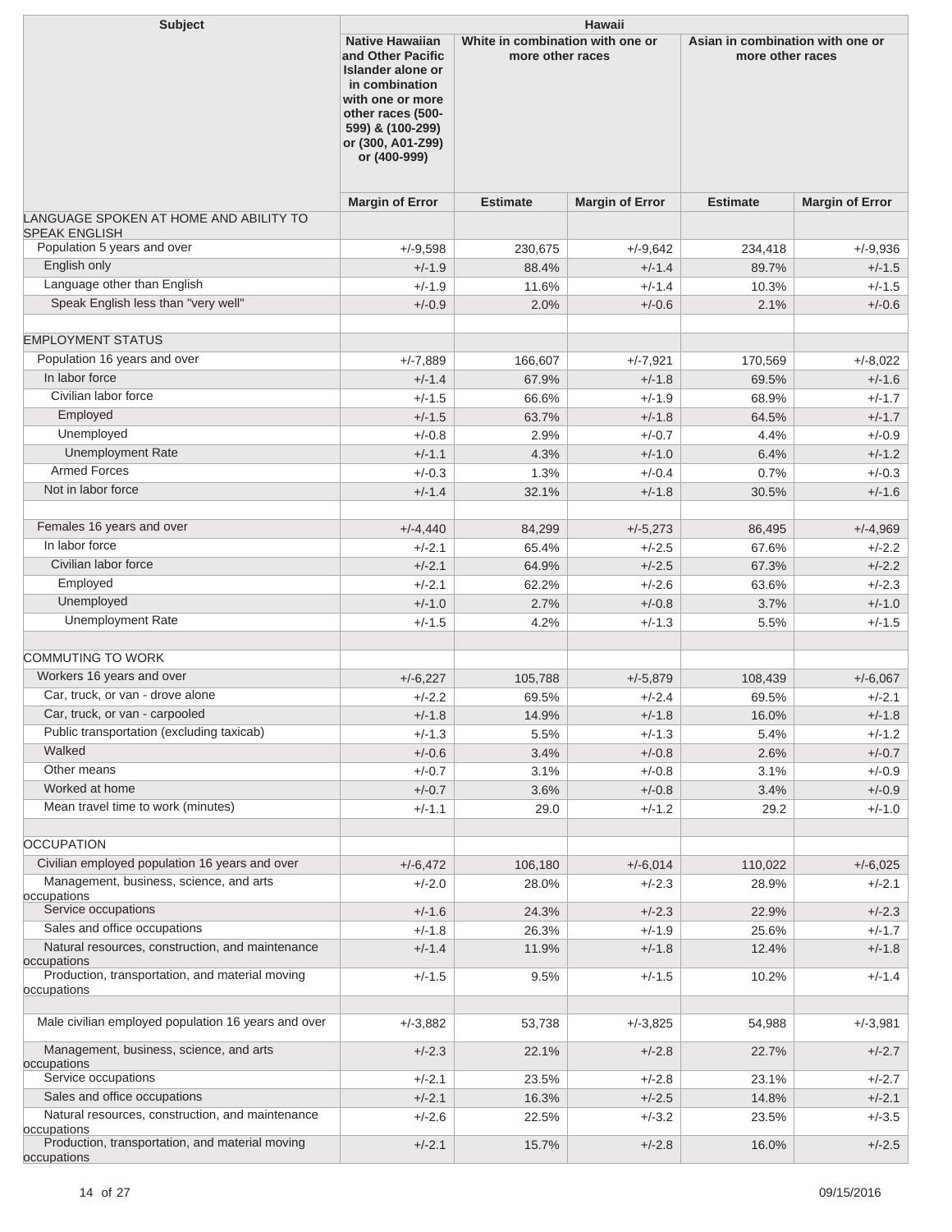| Subject | Hawaii | | | | |
|---|---|---|---|---|---|
| | Native Hawaiian and Other Pacific Islander alone or in combination with one or more other races (500-599) & (100-299) or (300, A01-Z99) or (400-999) | White in combination with one or more other races | | Asian in combination with one or more other races | |
| | Margin of Error | Estimate | Margin of Error | Estimate | Margin of Error |
| LANGUAGE SPOKEN AT HOME AND ABILITY TO SPEAK ENGLISH | | | | | |
| Population 5 years and over | +/-9,598 | 230,675 | +/-9,642 | 234,418 | +/-9,936 |
| English only | +/-1.9 | 88.4% | +/-1.4 | 89.7% | +/-1.5 |
| Language other than English | +/-1.9 | 11.6% | +/-1.4 | 10.3% | +/-1.5 |
| Speak English less than "very well" | +/-0.9 | 2.0% | +/-0.6 | 2.1% | +/-0.6 |
| | | | | | |
| EMPLOYMENT STATUS | | | | | |
| Population 16 years and over | +/-7,889 | 166,607 | +/-7,921 | 170,569 | +/-8,022 |
| In labor force | +/-1.4 | 67.9% | +/-1.8 | 69.5% | +/-1.6 |
| Civilian labor force | +/-1.5 | 66.6% | +/-1.9 | 68.9% | +/-1.7 |
| Employed | +/-1.5 | 63.7% | +/-1.8 | 64.5% | +/-1.7 |
| Unemployed | +/-0.8 | 2.9% | +/-0.7 | 4.4% | +/-0.9 |
| Unemployment Rate | +/-1.1 | 4.3% | +/-1.0 | 6.4% | +/-1.2 |
| Armed Forces | +/-0.3 | 1.3% | +/-0.4 | 0.7% | +/-0.3 |
| Not in labor force | +/-1.4 | 32.1% | +/-1.8 | 30.5% | +/-1.6 |
| | | | | | |
| Females 16 years and over | +/-4,440 | 84,299 | +/-5,273 | 86,495 | +/-4,969 |
| In labor force | +/-2.1 | 65.4% | +/-2.5 | 67.6% | +/-2.2 |
| Civilian labor force | +/-2.1 | 64.9% | +/-2.5 | 67.3% | +/-2.2 |
| Employed | +/-2.1 | 62.2% | +/-2.6 | 63.6% | +/-2.3 |
| Unemployed | +/-1.0 | 2.7% | +/-0.8 | 3.7% | +/-1.0 |
| Unemployment Rate | +/-1.5 | 4.2% | +/-1.3 | 5.5% | +/-1.5 |
| | | | | | |
| COMMUTING TO WORK | | | | | |
| Workers 16 years and over | +/-6,227 | 105,788 | +/-5,879 | 108,439 | +/-6,067 |
| Car, truck, or van - drove alone | +/-2.2 | 69.5% | +/-2.4 | 69.5% | +/-2.1 |
| Car, truck, or van - carpooled | +/-1.8 | 14.9% | +/-1.8 | 16.0% | +/-1.8 |
| Public transportation (excluding taxicab) | +/-1.3 | 5.5% | +/-1.3 | 5.4% | +/-1.2 |
| Walked | +/-0.6 | 3.4% | +/-0.8 | 2.6% | +/-0.7 |
| Other means | +/-0.7 | 3.1% | +/-0.8 | 3.1% | +/-0.9 |
| Worked at home | +/-0.7 | 3.6% | +/-0.8 | 3.4% | +/-0.9 |
| Mean travel time to work (minutes) | +/-1.1 | 29.0 | +/-1.2 | 29.2 | +/-1.0 |
| | | | | | |
| OCCUPATION | | | | | |
| Civilian employed population 16 years and over | +/-6,472 | 106,180 | +/-6,014 | 110,022 | +/-6,025 |
| Management, business, science, and arts occupations | +/-2.0 | 28.0% | +/-2.3 | 28.9% | +/-2.1 |
| Service occupations | +/-1.6 | 24.3% | +/-2.3 | 22.9% | +/-2.3 |
| Sales and office occupations | +/-1.8 | 26.3% | +/-1.9 | 25.6% | +/-1.7 |
| Natural resources, construction, and maintenance occupations | +/-1.4 | 11.9% | +/-1.8 | 12.4% | +/-1.8 |
| Production, transportation, and material moving occupations | +/-1.5 | 9.5% | +/-1.5 | 10.2% | +/-1.4 |
| | | | | | |
| Male civilian employed population 16 years and over | +/-3,882 | 53,738 | +/-3,825 | 54,988 | +/-3,981 |
| Management, business, science, and arts occupations | +/-2.3 | 22.1% | +/-2.8 | 22.7% | +/-2.7 |
| Service occupations | +/-2.1 | 23.5% | +/-2.8 | 23.1% | +/-2.7 |
| Sales and office occupations | +/-2.1 | 16.3% | +/-2.5 | 14.8% | +/-2.1 |
| Natural resources, construction, and maintenance occupations | +/-2.6 | 22.5% | +/-3.2 | 23.5% | +/-3.5 |
| Production, transportation, and material moving occupations | +/-2.1 | 15.7% | +/-2.8 | 16.0% | +/-2.5 |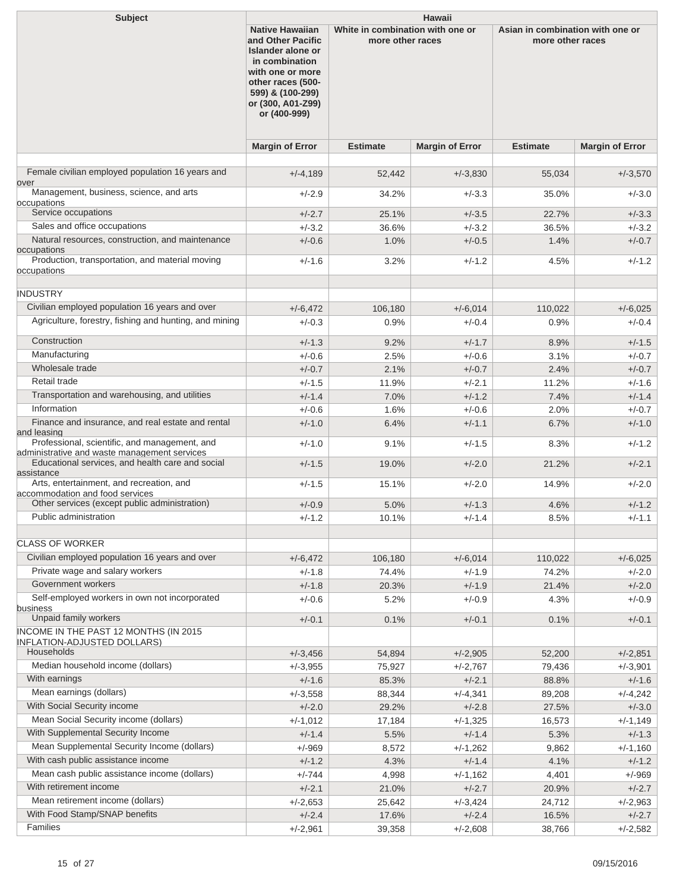| Subject | Hawaii | | | | |
|---|---|---|---|---|---|
| | Native Hawaiian and Other Pacific Islander alone or in combination with one or more other races (500-599) & (100-299) or (300, A01-Z99) or (400-999) | White in combination with one or more other races | | Asian in combination with one or more other races | |
| | Margin of Error | Estimate | Margin of Error | Estimate | Margin of Error |
| | | | | | |
| Female civilian employed population 16 years and over | +/-4,189 | 52,442 | +/-3,830 | 55,034 | +/-3,570 |
| Management, business, science, and arts occupations | +/-2.9 | 34.2% | +/-3.3 | 35.0% | +/-3.0 |
| Service occupations | +/-2.7 | 25.1% | +/-3.5 | 22.7% | +/-3.3 |
| Sales and office occupations | +/-3.2 | 36.6% | +/-3.2 | 36.5% | +/-3.2 |
| Natural resources, construction, and maintenance occupations | +/-0.6 | 1.0% | +/-0.5 | 1.4% | +/-0.7 |
| Production, transportation, and material moving occupations | +/-1.6 | 3.2% | +/-1.2 | 4.5% | +/-1.2 |
| | | | | | |
| INDUSTRY | | | | | |
| Civilian employed population 16 years and over | +/-6,472 | 106,180 | +/-6,014 | 110,022 | +/-6,025 |
| Agriculture, forestry, fishing and hunting, and mining | +/-0.3 | 0.9% | +/-0.4 | 0.9% | +/-0.4 |
| Construction | +/-1.3 | 9.2% | +/-1.7 | 8.9% | +/-1.5 |
| Manufacturing | +/-0.6 | 2.5% | +/-0.6 | 3.1% | +/-0.7 |
| Wholesale trade | +/-0.7 | 2.1% | +/-0.7 | 2.4% | +/-0.7 |
| Retail trade | +/-1.5 | 11.9% | +/-2.1 | 11.2% | +/-1.6 |
| Transportation and warehousing, and utilities | +/-1.4 | 7.0% | +/-1.2 | 7.4% | +/-1.4 |
| Information | +/-0.6 | 1.6% | +/-0.6 | 2.0% | +/-0.7 |
| Finance and insurance, and real estate and rental and leasing | +/-1.0 | 6.4% | +/-1.1 | 6.7% | +/-1.0 |
| Professional, scientific, and management, and administrative and waste management services | +/-1.0 | 9.1% | +/-1.5 | 8.3% | +/-1.2 |
| Educational services, and health care and social assistance | +/-1.5 | 19.0% | +/-2.0 | 21.2% | +/-2.1 |
| Arts, entertainment, and recreation, and accommodation and food services | +/-1.5 | 15.1% | +/-2.0 | 14.9% | +/-2.0 |
| Other services (except public administration) | +/-0.9 | 5.0% | +/-1.3 | 4.6% | +/-1.2 |
| Public administration | +/-1.2 | 10.1% | +/-1.4 | 8.5% | +/-1.1 |
| | | | | | |
| CLASS OF WORKER | | | | | |
| Civilian employed population 16 years and over | +/-6,472 | 106,180 | +/-6,014 | 110,022 | +/-6,025 |
| Private wage and salary workers | +/-1.8 | 74.4% | +/-1.9 | 74.2% | +/-2.0 |
| Government workers | +/-1.8 | 20.3% | +/-1.9 | 21.4% | +/-2.0 |
| Self-employed workers in own not incorporated business | +/-0.6 | 5.2% | +/-0.9 | 4.3% | +/-0.9 |
| Unpaid family workers | +/-0.1 | 0.1% | +/-0.1 | 0.1% | +/-0.1 |
| INCOME IN THE PAST 12 MONTHS (IN 2015 INFLATION-ADJUSTED DOLLARS) | | | | | |
| Households | +/-3,456 | 54,894 | +/-2,905 | 52,200 | +/-2,851 |
| Median household income (dollars) | +/-3,955 | 75,927 | +/-2,767 | 79,436 | +/-3,901 |
| With earnings | +/-1.6 | 85.3% | +/-2.1 | 88.8% | +/-1.6 |
| Mean earnings (dollars) | +/-3,558 | 88,344 | +/-4,341 | 89,208 | +/-4,242 |
| With Social Security income | +/-2.0 | 29.2% | +/-2.8 | 27.5% | +/-3.0 |
| Mean Social Security income (dollars) | +/-1,012 | 17,184 | +/-1,325 | 16,573 | +/-1,149 |
| With Supplemental Security Income | +/-1.4 | 5.5% | +/-1.4 | 5.3% | +/-1.3 |
| Mean Supplemental Security Income (dollars) | +/-969 | 8,572 | +/-1,262 | 9,862 | +/-1,160 |
| With cash public assistance income | +/-1.2 | 4.3% | +/-1.4 | 4.1% | +/-1.2 |
| Mean cash public assistance income (dollars) | +/-744 | 4,998 | +/-1,162 | 4,401 | +/-969 |
| With retirement income | +/-2.1 | 21.0% | +/-2.7 | 20.9% | +/-2.7 |
| Mean retirement income (dollars) | +/-2,653 | 25,642 | +/-3,424 | 24,712 | +/-2,963 |
| With Food Stamp/SNAP benefits | +/-2.4 | 17.6% | +/-2.4 | 16.5% | +/-2.7 |
| Families | +/-2,961 | 39,358 | +/-2,608 | 38,766 | +/-2,582 |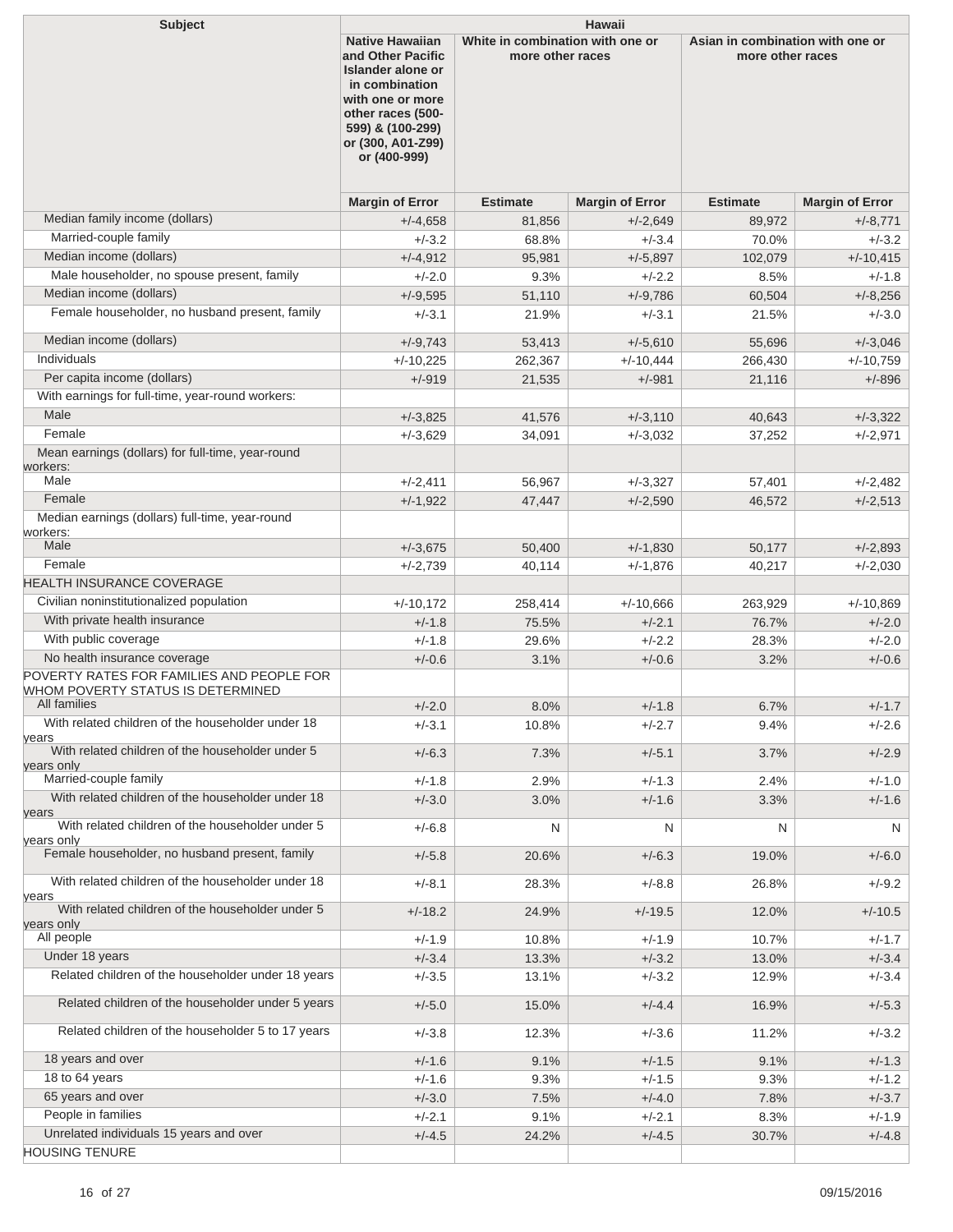| Subject | Hawaii | | | | |
|---|---|---|---|---|---|
| | Native Hawaiian and Other Pacific Islander alone or in combination with one or more other races (500-599) & (100-299) or (300, A01-Z99) or (400-999) | White in combination with one or more other races | | Asian in combination with one or more other races | |
| | Margin of Error | Estimate | Margin of Error | Estimate | Margin of Error |
| Median family income (dollars) | +/-4,658 | 81,856 | +/-2,649 | 89,972 | +/-8,771 |
| Married-couple family | +/-3.2 | 68.8% | +/-3.4 | 70.0% | +/-3.2 |
| Median income (dollars) | +/-4,912 | 95,981 | +/-5,897 | 102,079 | +/-10,415 |
| Male householder, no spouse present, family | +/-2.0 | 9.3% | +/-2.2 | 8.5% | +/-1.8 |
| Median income (dollars) | +/-9,595 | 51,110 | +/-9,786 | 60,504 | +/-8,256 |
| Female householder, no husband present, family | +/-3.1 | 21.9% | +/-3.1 | 21.5% | +/-3.0 |
| Median income (dollars) | +/-9,743 | 53,413 | +/-5,610 | 55,696 | +/-3,046 |
| Individuals | +/-10,225 | 262,367 | +/-10,444 | 266,430 | +/-10,759 |
| Per capita income (dollars) | +/-919 | 21,535 | +/-981 | 21,116 | +/-896 |
| With earnings for full-time, year-round workers: | | | | | |
| Male | +/-3,825 | 41,576 | +/-3,110 | 40,643 | +/-3,322 |
| Female | +/-3,629 | 34,091 | +/-3,032 | 37,252 | +/-2,971 |
| Mean earnings (dollars) for full-time, year-round workers: | | | | | |
| Male | +/-2,411 | 56,967 | +/-3,327 | 57,401 | +/-2,482 |
| Female | +/-1,922 | 47,447 | +/-2,590 | 46,572 | +/-2,513 |
| Median earnings (dollars) full-time, year-round workers: | | | | | |
| Male | +/-3,675 | 50,400 | +/-1,830 | 50,177 | +/-2,893 |
| Female | +/-2,739 | 40,114 | +/-1,876 | 40,217 | +/-2,030 |
| HEALTH INSURANCE COVERAGE | | | | | |
| Civilian noninstitutionalized population | +/-10,172 | 258,414 | +/-10,666 | 263,929 | +/-10,869 |
| With private health insurance | +/-1.8 | 75.5% | +/-2.1 | 76.7% | +/-2.0 |
| With public coverage | +/-1.8 | 29.6% | +/-2.2 | 28.3% | +/-2.0 |
| No health insurance coverage | +/-0.6 | 3.1% | +/-0.6 | 3.2% | +/-0.6 |
| POVERTY RATES FOR FAMILIES AND PEOPLE FOR WHOM POVERTY STATUS IS DETERMINED | | | | | |
| All families | +/-2.0 | 8.0% | +/-1.8 | 6.7% | +/-1.7 |
| With related children of the householder under 18 years | +/-3.1 | 10.8% | +/-2.7 | 9.4% | +/-2.6 |
| With related children of the householder under 5 years only | +/-6.3 | 7.3% | +/-5.1 | 3.7% | +/-2.9 |
| Married-couple family | +/-1.8 | 2.9% | +/-1.3 | 2.4% | +/-1.0 |
| With related children of the householder under 18 years | +/-3.0 | 3.0% | +/-1.6 | 3.3% | +/-1.6 |
| With related children of the householder under 5 years only | +/-6.8 | N | N | N | N |
| Female householder, no husband present, family | +/-5.8 | 20.6% | +/-6.3 | 19.0% | +/-6.0 |
| With related children of the householder under 18 years | +/-8.1 | 28.3% | +/-8.8 | 26.8% | +/-9.2 |
| With related children of the householder under 5 years only | +/-18.2 | 24.9% | +/-19.5 | 12.0% | +/-10.5 |
| All people | +/-1.9 | 10.8% | +/-1.9 | 10.7% | +/-1.7 |
| Under 18 years | +/-3.4 | 13.3% | +/-3.2 | 13.0% | +/-3.4 |
| Related children of the householder under 18 years | +/-3.5 | 13.1% | +/-3.2 | 12.9% | +/-3.4 |
| Related children of the householder under 5 years | +/-5.0 | 15.0% | +/-4.4 | 16.9% | +/-5.3 |
| Related children of the householder 5 to 17 years | +/-3.8 | 12.3% | +/-3.6 | 11.2% | +/-3.2 |
| 18 years and over | +/-1.6 | 9.1% | +/-1.5 | 9.1% | +/-1.3 |
| 18 to 64 years | +/-1.6 | 9.3% | +/-1.5 | 9.3% | +/-1.2 |
| 65 years and over | +/-3.0 | 7.5% | +/-4.0 | 7.8% | +/-3.7 |
| People in families | +/-2.1 | 9.1% | +/-2.1 | 8.3% | +/-1.9 |
| Unrelated individuals 15 years and over | +/-4.5 | 24.2% | +/-4.5 | 30.7% | +/-4.8 |
| HOUSING TENURE | | | | | |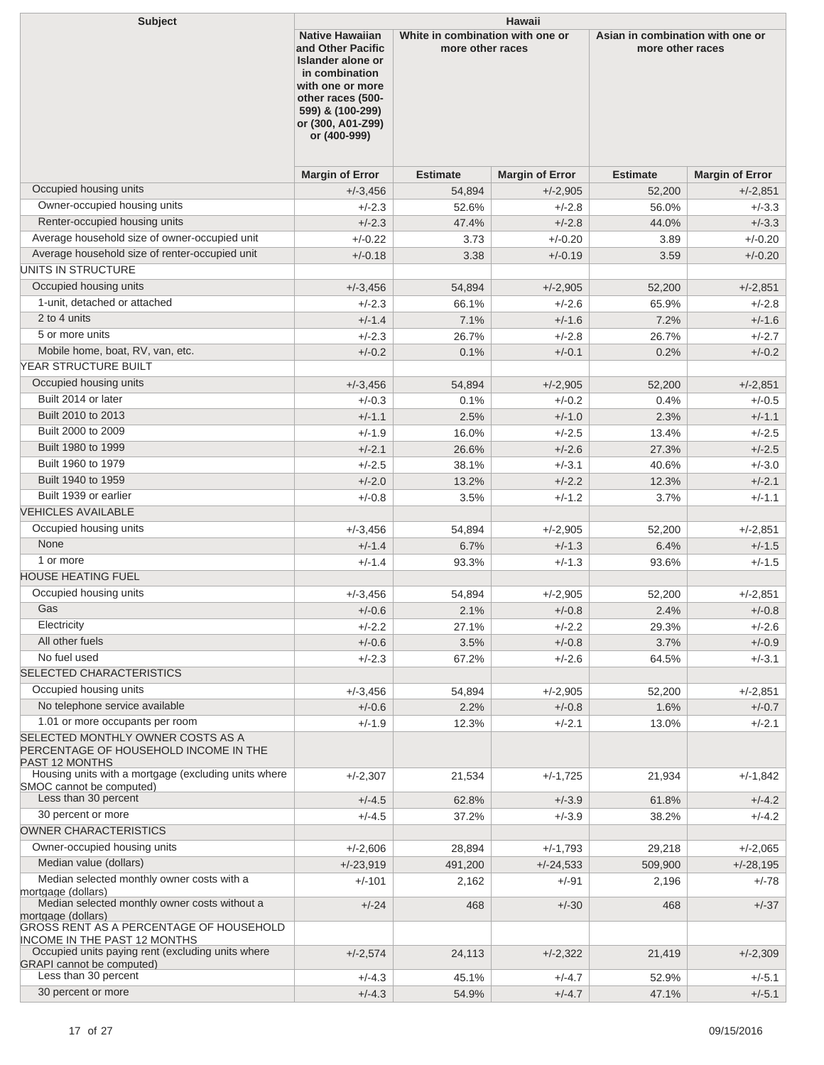| Subject | Hawaii | | | | |
|---|---|---|---|---|---|
| | Native Hawaiian and Other Pacific Islander alone or in combination with one or more other races (500-599) & (100-299) or (300, A01-Z99) or (400-999) | White in combination with one or more other races | | Asian in combination with one or more other races | |
| | Margin of Error | Estimate | Margin of Error | Estimate | Margin of Error |
| Occupied housing units | +/-3,456 | 54,894 | +/-2,905 | 52,200 | +/-2,851 |
| Owner-occupied housing units | +/-2.3 | 52.6% | +/-2.8 | 56.0% | +/-3.3 |
| Renter-occupied housing units | +/-2.3 | 47.4% | +/-2.8 | 44.0% | +/-3.3 |
| Average household size of owner-occupied unit | +/-0.22 | 3.73 | +/-0.20 | 3.89 | +/-0.20 |
| Average household size of renter-occupied unit | +/-0.18 | 3.38 | +/-0.19 | 3.59 | +/-0.20 |
| UNITS IN STRUCTURE | | | | | |
| Occupied housing units | +/-3,456 | 54,894 | +/-2,905 | 52,200 | +/-2,851 |
| 1-unit, detached or attached | +/-2.3 | 66.1% | +/-2.6 | 65.9% | +/-2.8 |
| 2 to 4 units | +/-1.4 | 7.1% | +/-1.6 | 7.2% | +/-1.6 |
| 5 or more units | +/-2.3 | 26.7% | +/-2.8 | 26.7% | +/-2.7 |
| Mobile home, boat, RV, van, etc. | +/-0.2 | 0.1% | +/-0.1 | 0.2% | +/-0.2 |
| YEAR STRUCTURE BUILT | | | | | |
| Occupied housing units | +/-3,456 | 54,894 | +/-2,905 | 52,200 | +/-2,851 |
| Built 2014 or later | +/-0.3 | 0.1% | +/-0.2 | 0.4% | +/-0.5 |
| Built 2010 to 2013 | +/-1.1 | 2.5% | +/-1.0 | 2.3% | +/-1.1 |
| Built 2000 to 2009 | +/-1.9 | 16.0% | +/-2.5 | 13.4% | +/-2.5 |
| Built 1980 to 1999 | +/-2.1 | 26.6% | +/-2.6 | 27.3% | +/-2.5 |
| Built 1960 to 1979 | +/-2.5 | 38.1% | +/-3.1 | 40.6% | +/-3.0 |
| Built 1940 to 1959 | +/-2.0 | 13.2% | +/-2.2 | 12.3% | +/-2.1 |
| Built 1939 or earlier | +/-0.8 | 3.5% | +/-1.2 | 3.7% | +/-1.1 |
| VEHICLES AVAILABLE | | | | | |
| Occupied housing units | +/-3,456 | 54,894 | +/-2,905 | 52,200 | +/-2,851 |
| None | +/-1.4 | 6.7% | +/-1.3 | 6.4% | +/-1.5 |
| 1 or more | +/-1.4 | 93.3% | +/-1.3 | 93.6% | +/-1.5 |
| HOUSE HEATING FUEL | | | | | |
| Occupied housing units | +/-3,456 | 54,894 | +/-2,905 | 52,200 | +/-2,851 |
| Gas | +/-0.6 | 2.1% | +/-0.8 | 2.4% | +/-0.8 |
| Electricity | +/-2.2 | 27.1% | +/-2.2 | 29.3% | +/-2.6 |
| All other fuels | +/-0.6 | 3.5% | +/-0.8 | 3.7% | +/-0.9 |
| No fuel used | +/-2.3 | 67.2% | +/-2.6 | 64.5% | +/-3.1 |
| SELECTED CHARACTERISTICS | | | | | |
| Occupied housing units | +/-3,456 | 54,894 | +/-2,905 | 52,200 | +/-2,851 |
| No telephone service available | +/-0.6 | 2.2% | +/-0.8 | 1.6% | +/-0.7 |
| 1.01 or more occupants per room | +/-1.9 | 12.3% | +/-2.1 | 13.0% | +/-2.1 |
| SELECTED MONTHLY OWNER COSTS AS A PERCENTAGE OF HOUSEHOLD INCOME IN THE PAST 12 MONTHS | | | | | |
| Housing units with a mortgage (excluding units where SMOC cannot be computed) | +/-2,307 | 21,534 | +/-1,725 | 21,934 | +/-1,842 |
| Less than 30 percent | +/-4.5 | 62.8% | +/-3.9 | 61.8% | +/-4.2 |
| 30 percent or more | +/-4.5 | 37.2% | +/-3.9 | 38.2% | +/-4.2 |
| OWNER CHARACTERISTICS | | | | | |
| Owner-occupied housing units | +/-2,606 | 28,894 | +/-1,793 | 29,218 | +/-2,065 |
| Median value (dollars) | +/-23,919 | 491,200 | +/-24,533 | 509,900 | +/-28,195 |
| Median selected monthly owner costs with a mortgage (dollars) | +/-101 | 2,162 | +/-91 | 2,196 | +/-78 |
| Median selected monthly owner costs without a mortgage (dollars) | +/-24 | 468 | +/-30 | 468 | +/-37 |
| GROSS RENT AS A PERCENTAGE OF HOUSEHOLD INCOME IN THE PAST 12 MONTHS | | | | | |
| Occupied units paying rent (excluding units where GRAPI cannot be computed) | +/-2,574 | 24,113 | +/-2,322 | 21,419 | +/-2,309 |
| Less than 30 percent | +/-4.3 | 45.1% | +/-4.7 | 52.9% | +/-5.1 |
| 30 percent or more | +/-4.3 | 54.9% | +/-4.7 | 47.1% | +/-5.1 |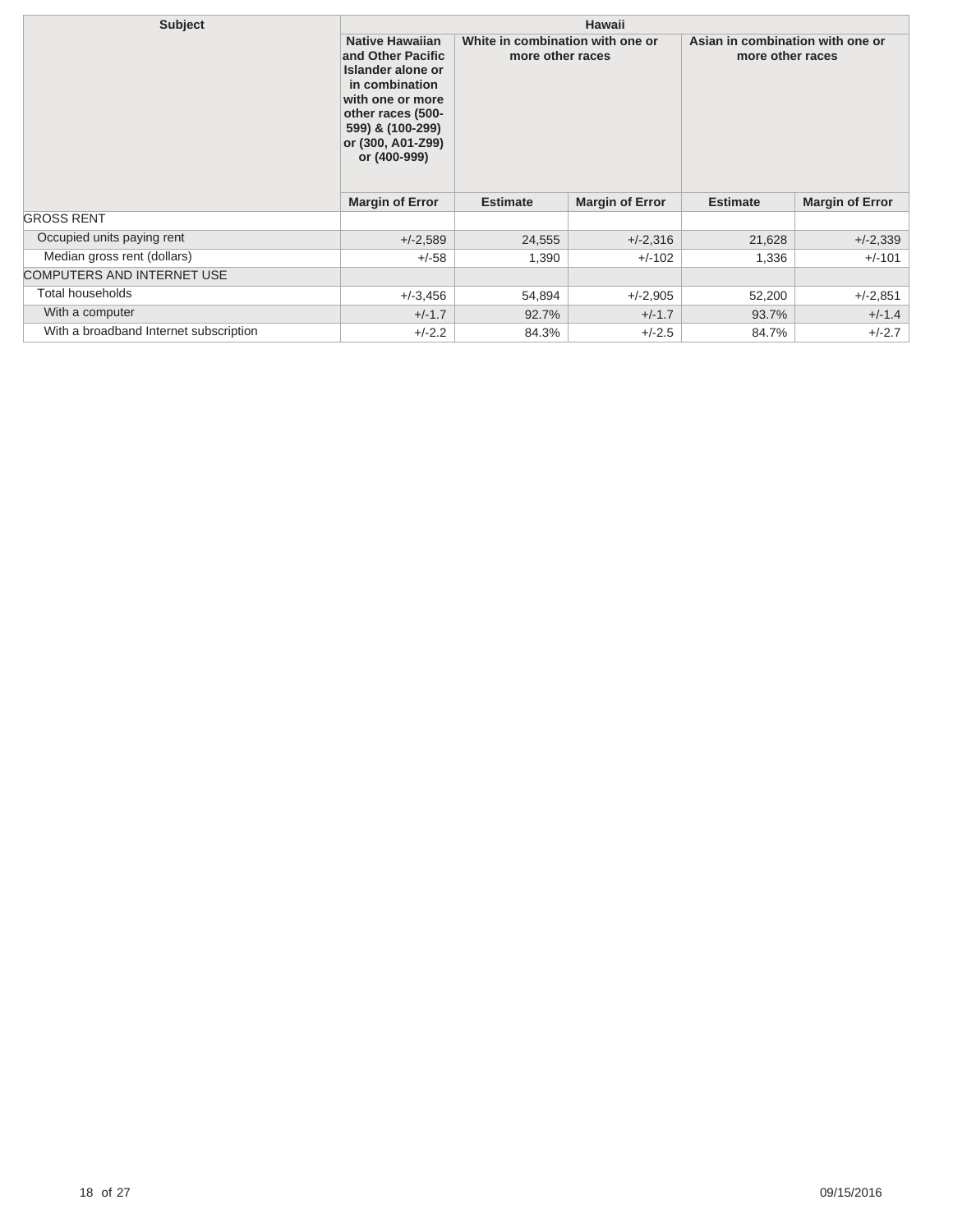| Subject | Hawaii | | | | |
|---|---|---|---|---|---|
| | Native Hawaiian and Other Pacific Islander alone or in combination with one or more other races (500-599) & (100-299) or (300, A01-Z99) or (400-999) | White in combination with one or more other races | | Asian in combination with one or more other races | |
| | Margin of Error | Estimate | Margin of Error | Estimate | Margin of Error |
| GROSS RENT | | | | | |
| Occupied units paying rent | +/-2,589 | 24,555 | +/-2,316 | 21,628 | +/-2,339 |
| Median gross rent (dollars) | +/-58 | 1,390 | +/-102 | 1,336 | +/-101 |
| COMPUTERS AND INTERNET USE | | | | | |
| Total households | +/-3,456 | 54,894 | +/-2,905 | 52,200 | +/-2,851 |
| With a computer | +/-1.7 | 92.7% | +/-1.7 | 93.7% | +/-1.4 |
| With a broadband Internet subscription | +/-2.2 | 84.3% | +/-2.5 | 84.7% | +/-2.7 |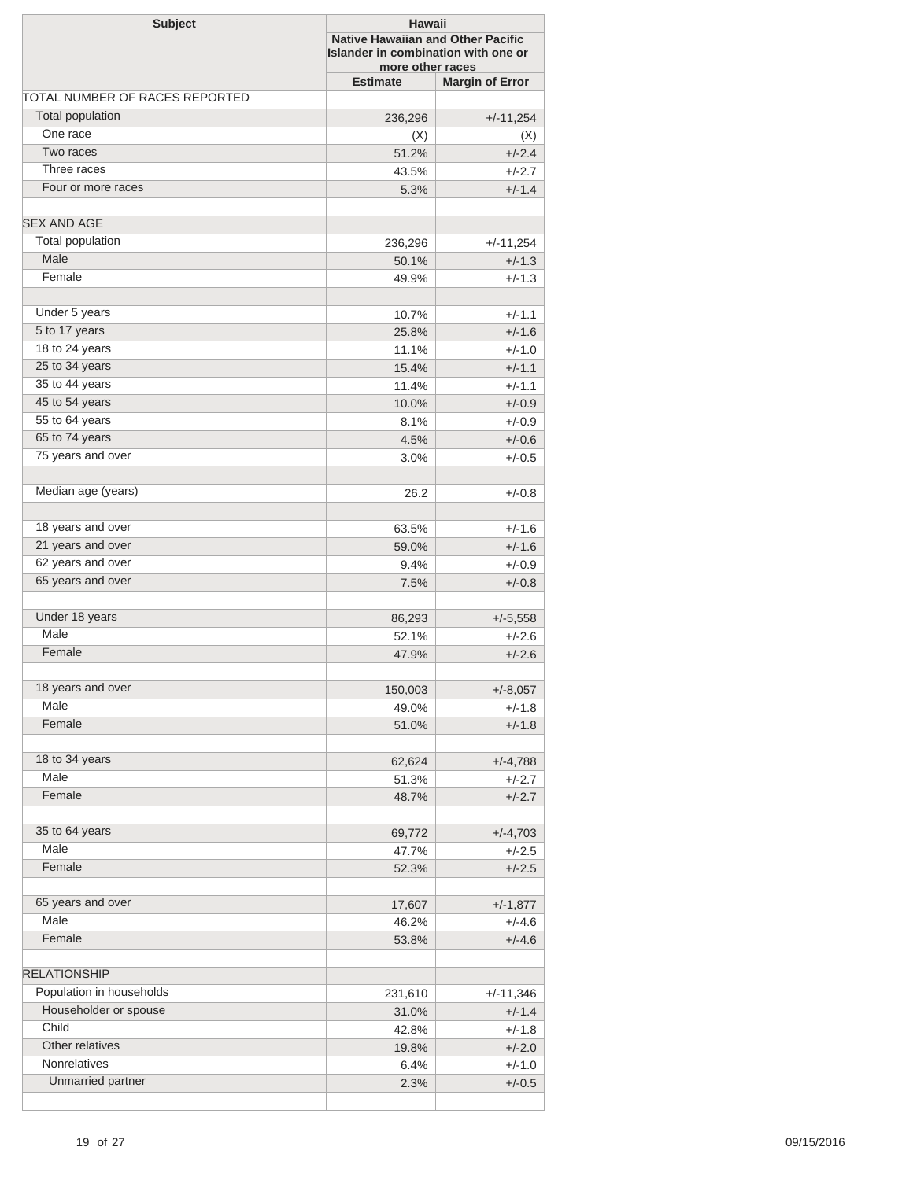| Subject | Hawaii | |
|---|---|---|
| | Native Hawaiian and Other Pacific Islander in combination with one or more other races | |
| | Estimate | Margin of Error |
| TOTAL NUMBER OF RACES REPORTED | | |
| Total population | 236,296 | +/-11,254 |
| One race | (X) | (X) |
| Two races | 51.2% | +/-2.4 |
| Three races | 43.5% | +/-2.7 |
| Four or more races | 5.3% | +/-1.4 |
| | | |
| SEX AND AGE | | |
| Total population | 236,296 | +/-11,254 |
| Male | 50.1% | +/-1.3 |
| Female | 49.9% | +/-1.3 |
| | | |
| Under 5 years | 10.7% | +/-1.1 |
| 5 to 17 years | 25.8% | +/-1.6 |
| 18 to 24 years | 11.1% | +/-1.0 |
| 25 to 34 years | 15.4% | +/-1.1 |
| 35 to 44 years | 11.4% | +/-1.1 |
| 45 to 54 years | 10.0% | +/-0.9 |
| 55 to 64 years | 8.1% | +/-0.9 |
| 65 to 74 years | 4.5% | +/-0.6 |
| 75 years and over | 3.0% | +/-0.5 |
| | | |
| Median age (years) | 26.2 | +/-0.8 |
| | | |
| 18 years and over | 63.5% | +/-1.6 |
| 21 years and over | 59.0% | +/-1.6 |
| 62 years and over | 9.4% | +/-0.9 |
| 65 years and over | 7.5% | +/-0.8 |
| | | |
| Under 18 years | 86,293 | +/-5,558 |
| Male | 52.1% | +/-2.6 |
| Female | 47.9% | +/-2.6 |
| | | |
| 18 years and over | 150,003 | +/-8,057 |
| Male | 49.0% | +/-1.8 |
| Female | 51.0% | +/-1.8 |
| | | |
| 18 to 34 years | 62,624 | +/-4,788 |
| Male | 51.3% | +/-2.7 |
| Female | 48.7% | +/-2.7 |
| | | |
| 35 to 64 years | 69,772 | +/-4,703 |
| Male | 47.7% | +/-2.5 |
| Female | 52.3% | +/-2.5 |
| | | |
| 65 years and over | 17,607 | +/-1,877 |
| Male | 46.2% | +/-4.6 |
| Female | 53.8% | +/-4.6 |
| | | |
| RELATIONSHIP | | |
| Population in households | 231,610 | +/-11,346 |
| Householder or spouse | 31.0% | +/-1.4 |
| Child | 42.8% | +/-1.8 |
| Other relatives | 19.8% | +/-2.0 |
| Nonrelatives | 6.4% | +/-1.0 |
| Unmarried partner | 2.3% | +/-0.5 |
| | | |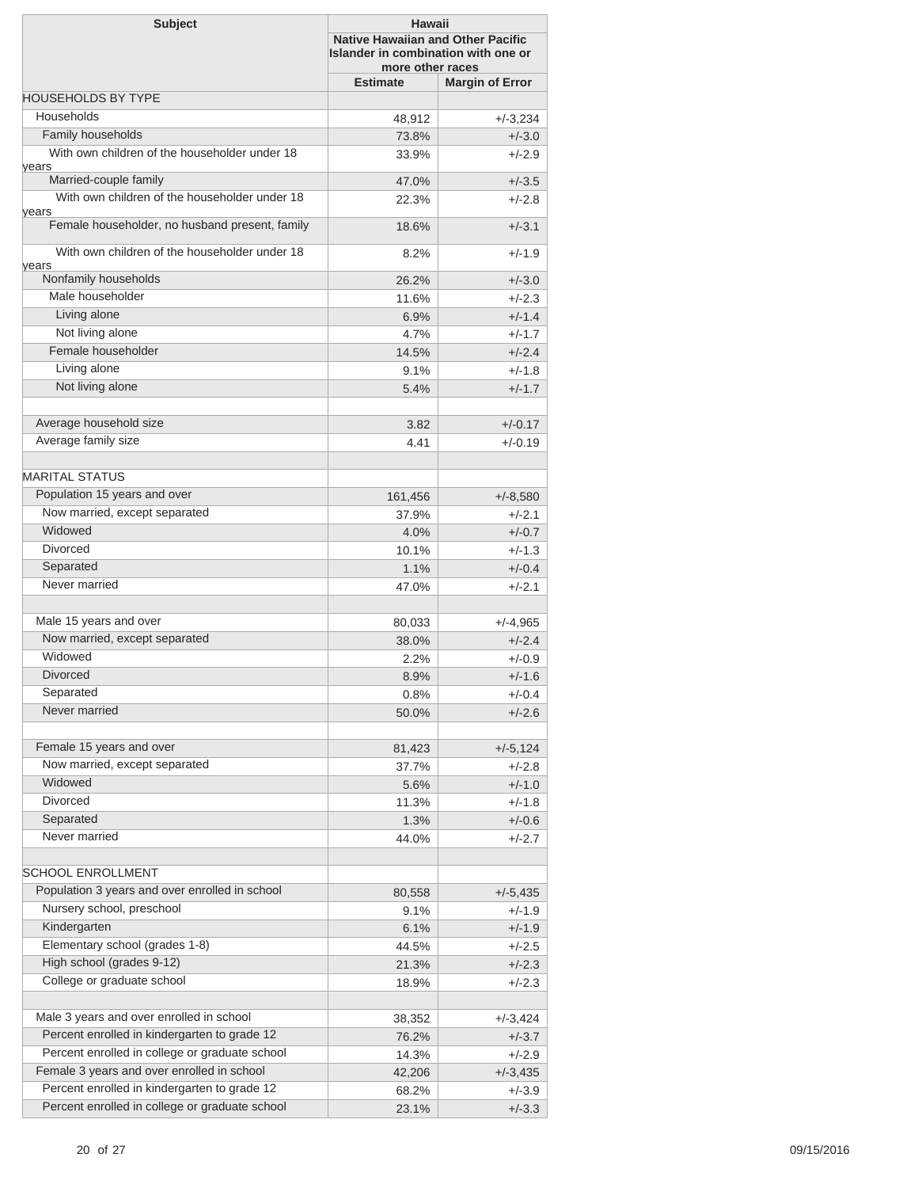| Subject | Hawaii | |
|---|---|---|
| | Native Hawaiian and Other Pacific Islander in combination with one or more other races | |
| | Estimate | Margin of Error |
| HOUSEHOLDS BY TYPE | | |
| Households | 48,912 | +/-3,234 |
| Family households | 73.8% | +/-3.0 |
| With own children of the householder under 18 years | 33.9% | +/-2.9 |
| Married-couple family | 47.0% | +/-3.5 |
| With own children of the householder under 18 years | 22.3% | +/-2.8 |
| Female householder, no husband present, family | 18.6% | +/-3.1 |
| With own children of the householder under 18 years | 8.2% | +/-1.9 |
| Nonfamily households | 26.2% | +/-3.0 |
| Male householder | 11.6% | +/-2.3 |
| Living alone | 6.9% | +/-1.4 |
| Not living alone | 4.7% | +/-1.7 |
| Female householder | 14.5% | +/-2.4 |
| Living alone | 9.1% | +/-1.8 |
| Not living alone | 5.4% | +/-1.7 |
| | | |
| Average household size | 3.82 | +/-0.17 |
| Average family size | 4.41 | +/-0.19 |
| | | |
| MARITAL STATUS | | |
| Population 15 years and over | 161,456 | +/-8,580 |
| Now married, except separated | 37.9% | +/-2.1 |
| Widowed | 4.0% | +/-0.7 |
| Divorced | 10.1% | +/-1.3 |
| Separated | 1.1% | +/-0.4 |
| Never married | 47.0% | +/-2.1 |
| | | |
| Male 15 years and over | 80,033 | +/-4,965 |
| Now married, except separated | 38.0% | +/-2.4 |
| Widowed | 2.2% | +/-0.9 |
| Divorced | 8.9% | +/-1.6 |
| Separated | 0.8% | +/-0.4 |
| Never married | 50.0% | +/-2.6 |
| | | |
| Female 15 years and over | 81,423 | +/-5,124 |
| Now married, except separated | 37.7% | +/-2.8 |
| Widowed | 5.6% | +/-1.0 |
| Divorced | 11.3% | +/-1.8 |
| Separated | 1.3% | +/-0.6 |
| Never married | 44.0% | +/-2.7 |
| | | |
| SCHOOL ENROLLMENT | | |
| Population 3 years and over enrolled in school | 80,558 | +/-5,435 |
| Nursery school, preschool | 9.1% | +/-1.9 |
| Kindergarten | 6.1% | +/-1.9 |
| Elementary school (grades 1-8) | 44.5% | +/-2.5 |
| High school (grades 9-12) | 21.3% | +/-2.3 |
| College or graduate school | 18.9% | +/-2.3 |
| | | |
| Male 3 years and over enrolled in school | 38,352 | +/-3,424 |
| Percent enrolled in kindergarten to grade 12 | 76.2% | +/-3.7 |
| Percent enrolled in college or graduate school | 14.3% | +/-2.9 |
| Female 3 years and over enrolled in school | 42,206 | +/-3,435 |
| Percent enrolled in kindergarten to grade 12 | 68.2% | +/-3.9 |
| Percent enrolled in college or graduate school | 23.1% | +/-3.3 |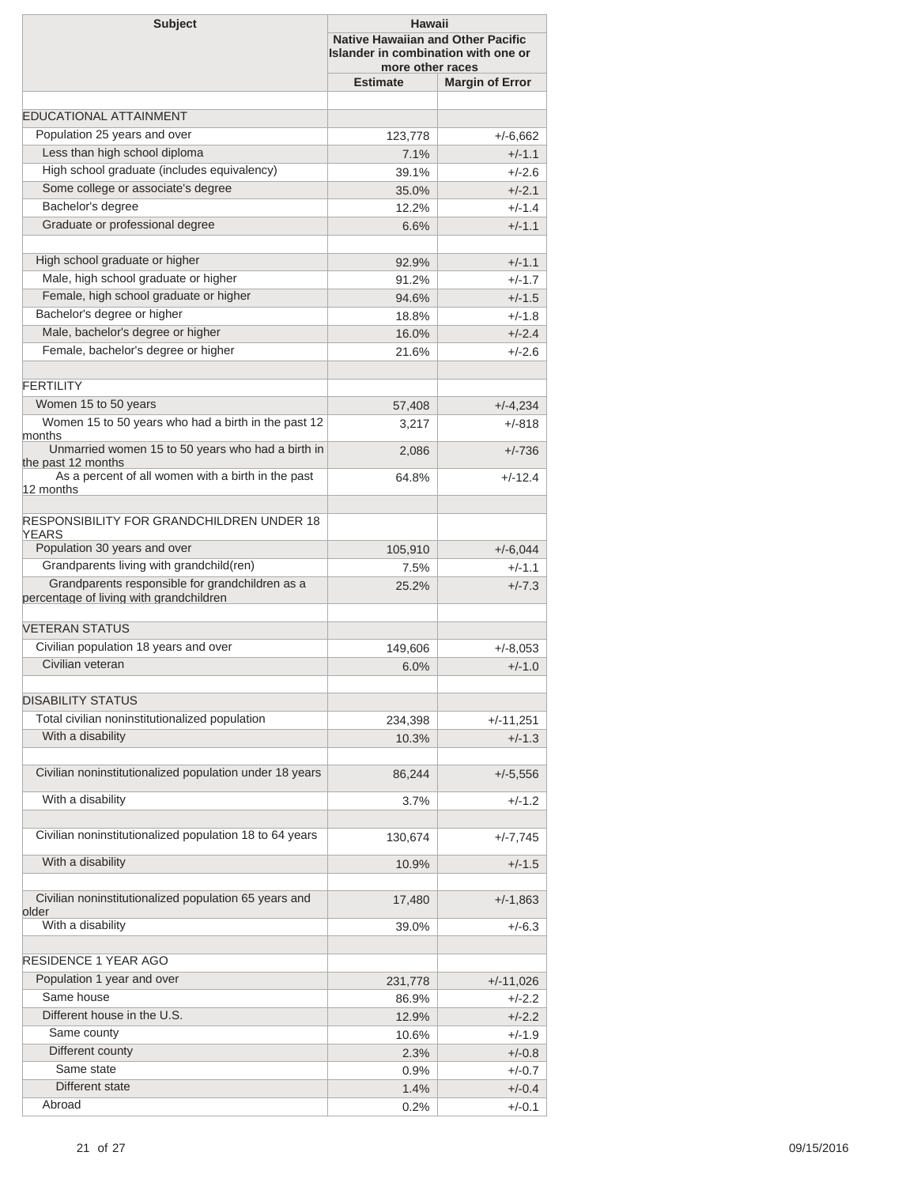| Subject | Hawaii | |
|---|---|---|
| | Native Hawaiian and Other Pacific Islander in combination with one or more other races | |
| | Estimate | Margin of Error |
| | | |
| EDUCATIONAL ATTAINMENT | | |
| Population 25 years and over | 123,778 | +/-6,662 |
| Less than high school diploma | 7.1% | +/-1.1 |
| High school graduate (includes equivalency) | 39.1% | +/-2.6 |
| Some college or associate's degree | 35.0% | +/-2.1 |
| Bachelor's degree | 12.2% | +/-1.4 |
| Graduate or professional degree | 6.6% | +/-1.1 |
| | | |
| High school graduate or higher | 92.9% | +/-1.1 |
| Male, high school graduate or higher | 91.2% | +/-1.7 |
| Female, high school graduate or higher | 94.6% | +/-1.5 |
| Bachelor's degree or higher | 18.8% | +/-1.8 |
| Male, bachelor's degree or higher | 16.0% | +/-2.4 |
| Female, bachelor's degree or higher | 21.6% | +/-2.6 |
| | | |
| FERTILITY | | |
| Women 15 to 50 years | 57,408 | +/-4,234 |
| Women 15 to 50 years who had a birth in the past 12 months | 3,217 | +/-818 |
| Unmarried women 15 to 50 years who had a birth in the past 12 months | 2,086 | +/-736 |
| As a percent of all women with a birth in the past 12 months | 64.8% | +/-12.4 |
| | | |
| RESPONSIBILITY FOR GRANDCHILDREN UNDER 18 YEARS | | |
| Population 30 years and over | 105,910 | +/-6,044 |
| Grandparents living with grandchild(ren) | 7.5% | +/-1.1 |
| Grandparents responsible for grandchildren as a percentage of living with grandchildren | 25.2% | +/-7.3 |
| | | |
| VETERAN STATUS | | |
| Civilian population 18 years and over | 149,606 | +/-8,053 |
| Civilian veteran | 6.0% | +/-1.0 |
| | | |
| DISABILITY STATUS | | |
| Total civilian noninstitutionalized population | 234,398 | +/-11,251 |
| With a disability | 10.3% | +/-1.3 |
| | | |
| Civilian noninstitutionalized population under 18 years | 86,244 | +/-5,556 |
| With a disability | 3.7% | +/-1.2 |
| | | |
| Civilian noninstitutionalized population 18 to 64 years | 130,674 | +/-7,745 |
| With a disability | 10.9% | +/-1.5 |
| | | |
| Civilian noninstitutionalized population 65 years and older | 17,480 | +/-1,863 |
| With a disability | 39.0% | +/-6.3 |
| | | |
| RESIDENCE 1 YEAR AGO | | |
| Population 1 year and over | 231,778 | +/-11,026 |
| Same house | 86.9% | +/-2.2 |
| Different house in the U.S. | 12.9% | +/-2.2 |
| Same county | 10.6% | +/-1.9 |
| Different county | 2.3% | +/-0.8 |
| Same state | 0.9% | +/-0.7 |
| Different state | 1.4% | +/-0.4 |
| Abroad | 0.2% | +/-0.1 |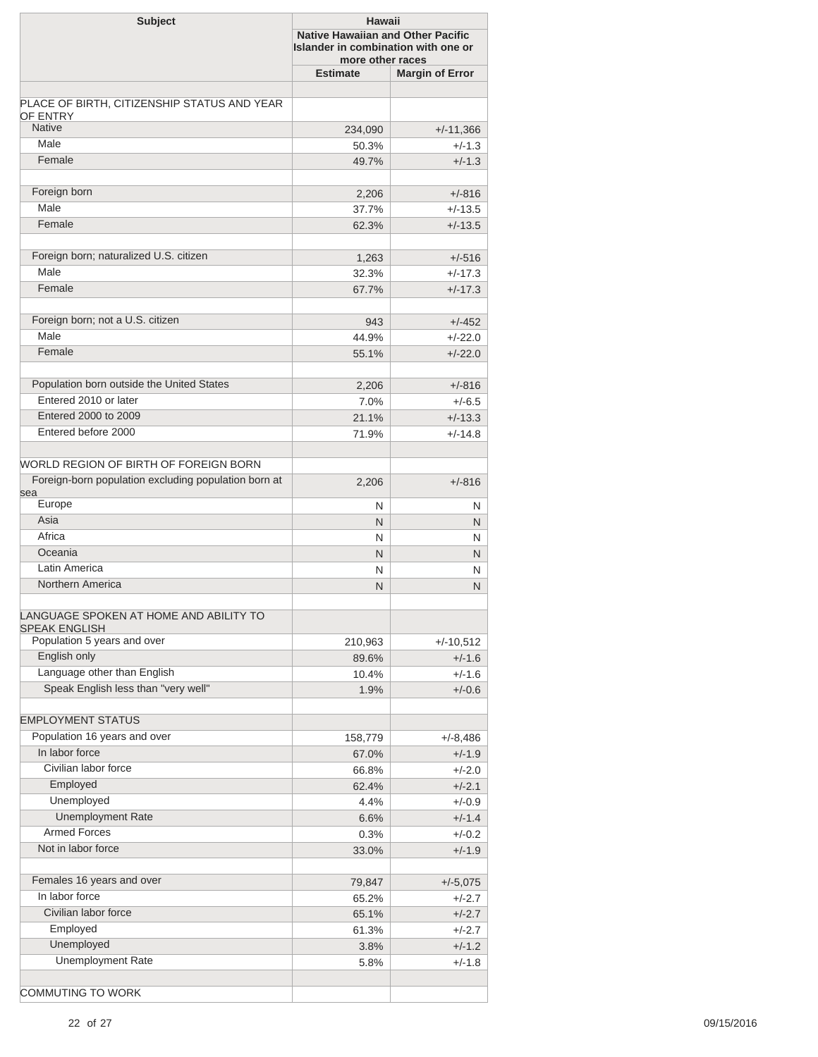| Subject | Hawaii | |
|---|---|---|
| | Native Hawaiian and Other Pacific Islander in combination with one or more other races | |
| | Estimate | Margin of Error |
| | | |
| PLACE OF BIRTH, CITIZENSHIP STATUS AND YEAR OF ENTRY | | |
| Native | 234,090 | +/-11,366 |
| Male | 50.3% | +/-1.3 |
| Female | 49.7% | +/-1.3 |
| | | |
| Foreign born | 2,206 | +/-816 |
| Male | 37.7% | +/-13.5 |
| Female | 62.3% | +/-13.5 |
| | | |
| Foreign born; naturalized U.S. citizen | 1,263 | +/-516 |
| Male | 32.3% | +/-17.3 |
| Female | 67.7% | +/-17.3 |
| | | |
| Foreign born; not a U.S. citizen | 943 | +/-452 |
| Male | 44.9% | +/-22.0 |
| Female | 55.1% | +/-22.0 |
| | | |
| Population born outside the United States | 2,206 | +/-816 |
| Entered 2010 or later | 7.0% | +/-6.5 |
| Entered 2000 to 2009 | 21.1% | +/-13.3 |
| Entered before 2000 | 71.9% | +/-14.8 |
| | | |
| WORLD REGION OF BIRTH OF FOREIGN BORN | | |
| Foreign-born population excluding population born at sea | 2,206 | +/-816 |
| Europe | N | N |
| Asia | N | N |
| Africa | N | N |
| Oceania | N | N |
| Latin America | N | N |
| Northern America | N | N |
| | | |
| LANGUAGE SPOKEN AT HOME AND ABILITY TO SPEAK ENGLISH | | |
| Population 5 years and over | 210,963 | +/-10,512 |
| English only | 89.6% | +/-1.6 |
| Language other than English | 10.4% | +/-1.6 |
| Speak English less than "very well" | 1.9% | +/-0.6 |
| | | |
| EMPLOYMENT STATUS | | |
| Population 16 years and over | 158,779 | +/-8,486 |
| In labor force | 67.0% | +/-1.9 |
| Civilian labor force | 66.8% | +/-2.0 |
| Employed | 62.4% | +/-2.1 |
| Unemployed | 4.4% | +/-0.9 |
| Unemployment Rate | 6.6% | +/-1.4 |
| Armed Forces | 0.3% | +/-0.2 |
| Not in labor force | 33.0% | +/-1.9 |
| | | |
| Females 16 years and over | 79,847 | +/-5,075 |
| In labor force | 65.2% | +/-2.7 |
| Civilian labor force | 65.1% | +/-2.7 |
| Employed | 61.3% | +/-2.7 |
| Unemployed | 3.8% | +/-1.2 |
| Unemployment Rate | 5.8% | +/-1.8 |
| | | |
| COMMUTING TO WORK | | |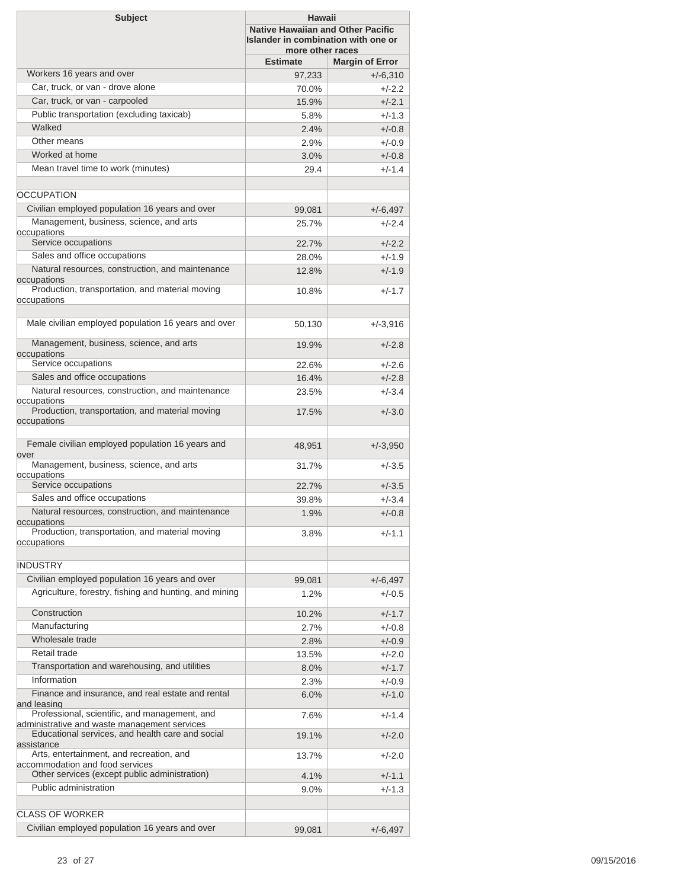| Subject | Hawaii | |
|---|---|---|
| | Native Hawaiian and Other Pacific Islander in combination with one or more other races | |
| | Estimate | Margin of Error |
| Workers 16 years and over | 97,233 | +/-6,310 |
| Car, truck, or van - drove alone | 70.0% | +/-2.2 |
| Car, truck, or van - carpooled | 15.9% | +/-2.1 |
| Public transportation (excluding taxicab) | 5.8% | +/-1.3 |
| Walked | 2.4% | +/-0.8 |
| Other means | 2.9% | +/-0.9 |
| Worked at home | 3.0% | +/-0.8 |
| Mean travel time to work (minutes) | 29.4 | +/-1.4 |
| | | |
| OCCUPATION | | |
| Civilian employed population 16 years and over | 99,081 | +/-6,497 |
| Management, business, science, and arts occupations | 25.7% | +/-2.4 |
| Service occupations | 22.7% | +/-2.2 |
| Sales and office occupations | 28.0% | +/-1.9 |
| Natural resources, construction, and maintenance occupations | 12.8% | +/-1.9 |
| Production, transportation, and material moving occupations | 10.8% | +/-1.7 |
| | | |
| Male civilian employed population 16 years and over | 50,130 | +/-3,916 |
| Management, business, science, and arts occupations | 19.9% | +/-2.8 |
| Service occupations | 22.6% | +/-2.6 |
| Sales and office occupations | 16.4% | +/-2.8 |
| Natural resources, construction, and maintenance occupations | 23.5% | +/-3.4 |
| Production, transportation, and material moving occupations | 17.5% | +/-3.0 |
| | | |
| Female civilian employed population 16 years and over | 48,951 | +/-3,950 |
| Management, business, science, and arts occupations | 31.7% | +/-3.5 |
| Service occupations | 22.7% | +/-3.5 |
| Sales and office occupations | 39.8% | +/-3.4 |
| Natural resources, construction, and maintenance occupations | 1.9% | +/-0.8 |
| Production, transportation, and material moving occupations | 3.8% | +/-1.1 |
| | | |
| INDUSTRY | | |
| Civilian employed population 16 years and over | 99,081 | +/-6,497 |
| Agriculture, forestry, fishing and hunting, and mining | 1.2% | +/-0.5 |
| Construction | 10.2% | +/-1.7 |
| Manufacturing | 2.7% | +/-0.8 |
| Wholesale trade | 2.8% | +/-0.9 |
| Retail trade | 13.5% | +/-2.0 |
| Transportation and warehousing, and utilities | 8.0% | +/-1.7 |
| Information | 2.3% | +/-0.9 |
| Finance and insurance, and real estate and rental and leasing | 6.0% | +/-1.0 |
| Professional, scientific, and management, and administrative and waste management services | 7.6% | +/-1.4 |
| Educational services, and health care and social assistance | 19.1% | +/-2.0 |
| Arts, entertainment, and recreation, and accommodation and food services | 13.7% | +/-2.0 |
| Other services (except public administration) | 4.1% | +/-1.1 |
| Public administration | 9.0% | +/-1.3 |
| | | |
| CLASS OF WORKER | | |
| Civilian employed population 16 years and over | 99,081 | +/-6,497 |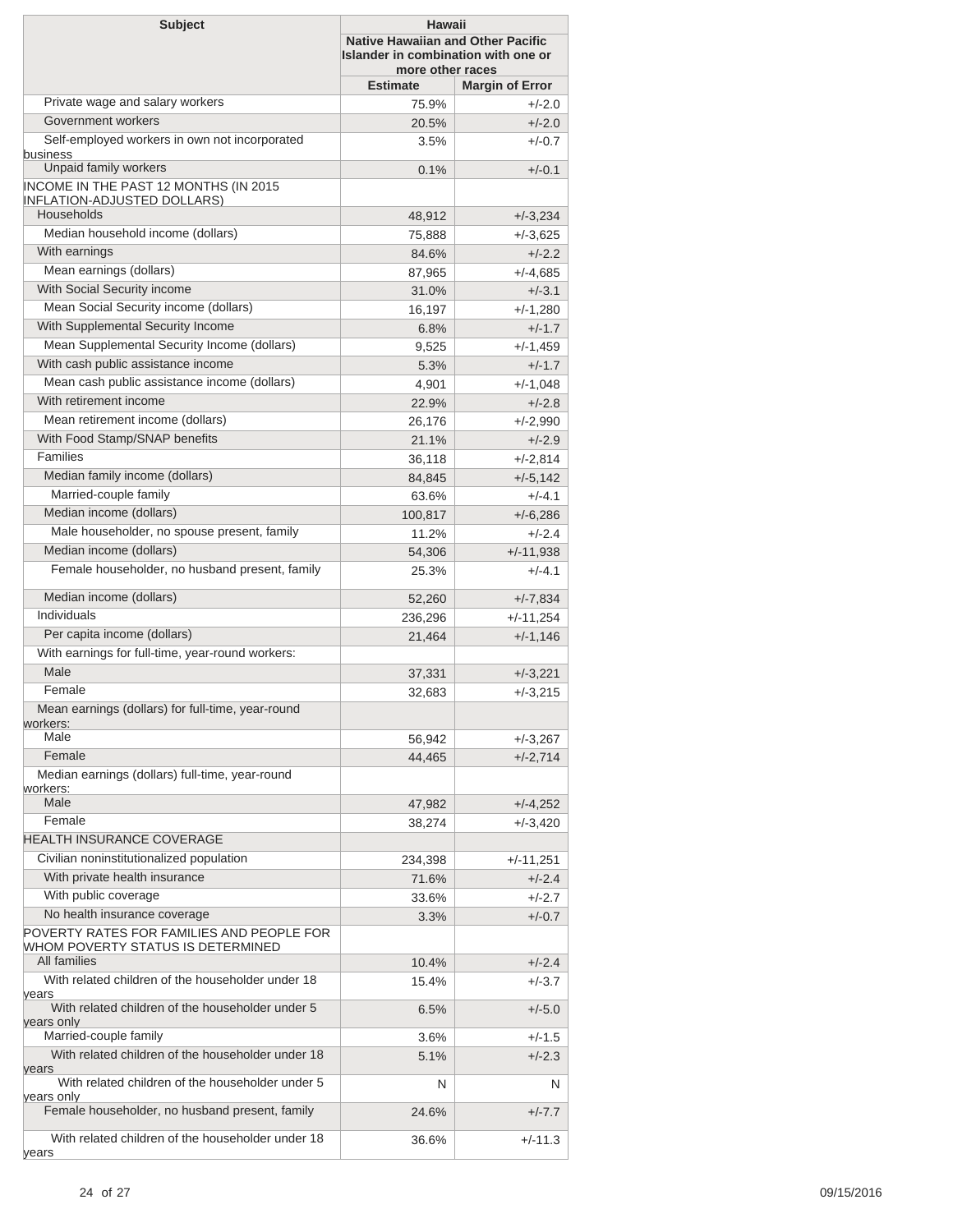| Subject | Hawaii | |
|---|---|---|
| | Native Hawaiian and Other Pacific Islander in combination with one or more other races | |
| | Estimate | Margin of Error |
| Private wage and salary workers | 75.9% | +/-2.0 |
| Government workers | 20.5% | +/-2.0 |
| Self-employed workers in own not incorporated business | 3.5% | +/-0.7 |
| Unpaid family workers | 0.1% | +/-0.1 |
| INCOME IN THE PAST 12 MONTHS (IN 2015 INFLATION-ADJUSTED DOLLARS) | | |
| Households | 48,912 | +/-3,234 |
| Median household income (dollars) | 75,888 | +/-3,625 |
| With earnings | 84.6% | +/-2.2 |
| Mean earnings (dollars) | 87,965 | +/-4,685 |
| With Social Security income | 31.0% | +/-3.1 |
| Mean Social Security income (dollars) | 16,197 | +/-1,280 |
| With Supplemental Security Income | 6.8% | +/-1.7 |
| Mean Supplemental Security Income (dollars) | 9,525 | +/-1,459 |
| With cash public assistance income | 5.3% | +/-1.7 |
| Mean cash public assistance income (dollars) | 4,901 | +/-1,048 |
| With retirement income | 22.9% | +/-2.8 |
| Mean retirement income (dollars) | 26,176 | +/-2,990 |
| With Food Stamp/SNAP benefits | 21.1% | +/-2.9 |
| Families | 36,118 | +/-2,814 |
| Median family income (dollars) | 84,845 | +/-5,142 |
| Married-couple family | 63.6% | +/-4.1 |
| Median income (dollars) | 100,817 | +/-6,286 |
| Male householder, no spouse present, family | 11.2% | +/-2.4 |
| Median income (dollars) | 54,306 | +/-11,938 |
| Female householder, no husband present, family | 25.3% | +/-4.1 |
| Median income (dollars) | 52,260 | +/-7,834 |
| Individuals | 236,296 | +/-11,254 |
| Per capita income (dollars) | 21,464 | +/-1,146 |
| With earnings for full-time, year-round workers: | | |
| Male | 37,331 | +/-3,221 |
| Female | 32,683 | +/-3,215 |
| Mean earnings (dollars) for full-time, year-round workers: | | |
| Male | 56,942 | +/-3,267 |
| Female | 44,465 | +/-2,714 |
| Median earnings (dollars) full-time, year-round workers: | | |
| Male | 47,982 | +/-4,252 |
| Female | 38,274 | +/-3,420 |
| HEALTH INSURANCE COVERAGE | | |
| Civilian noninstitutionalized population | 234,398 | +/-11,251 |
| With private health insurance | 71.6% | +/-2.4 |
| With public coverage | 33.6% | +/-2.7 |
| No health insurance coverage | 3.3% | +/-0.7 |
| POVERTY RATES FOR FAMILIES AND PEOPLE FOR WHOM POVERTY STATUS IS DETERMINED | | |
| All families | 10.4% | +/-2.4 |
| With related children of the householder under 18 years | 15.4% | +/-3.7 |
| With related children of the householder under 5 years only | 6.5% | +/-5.0 |
| Married-couple family | 3.6% | +/-1.5 |
| With related children of the householder under 18 years | 5.1% | +/-2.3 |
| With related children of the householder under 5 years only | N | N |
| Female householder, no husband present, family | 24.6% | +/-7.7 |
| With related children of the householder under 18 years | 36.6% | +/-11.3 |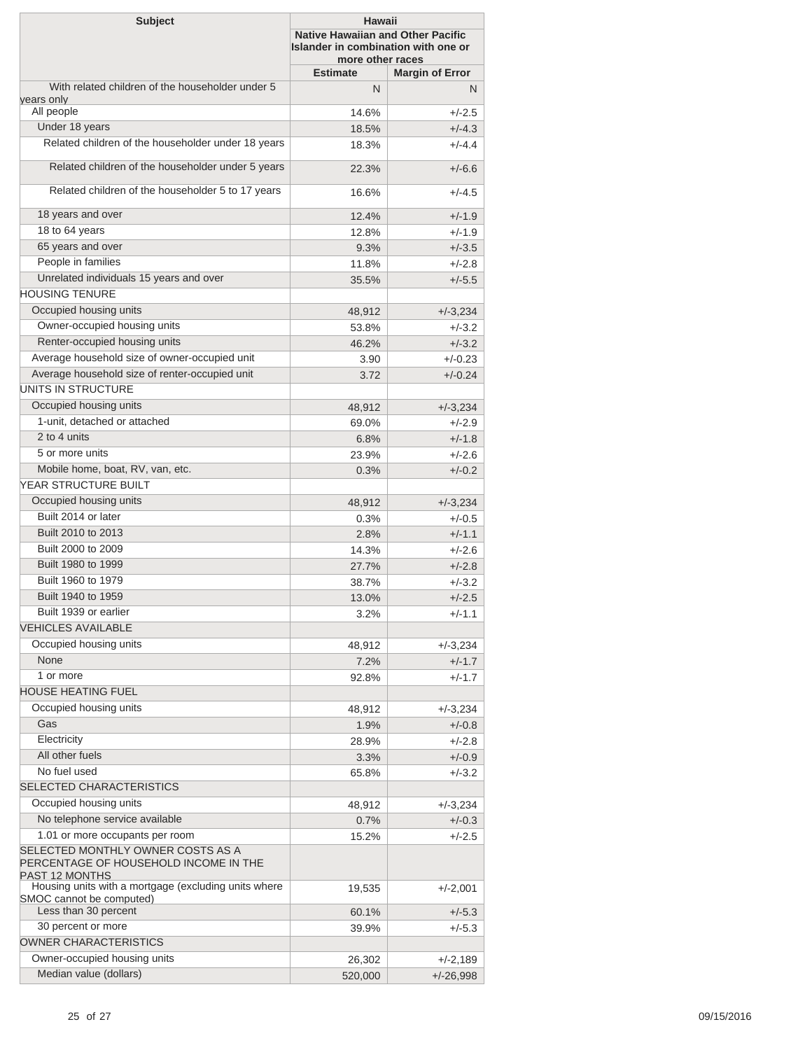| Subject | Hawaii | |
|---|---|---|
| | Native Hawaiian and Other Pacific Islander in combination with one or more other races | |
| | Estimate | Margin of Error |
| With related children of the householder under 5 years only | N | N |
| All people | 14.6% | +/-2.5 |
| Under 18 years | 18.5% | +/-4.3 |
| Related children of the householder under 18 years | 18.3% | +/-4.4 |
| Related children of the householder under 5 years | 22.3% | +/-6.6 |
| Related children of the householder 5 to 17 years | 16.6% | +/-4.5 |
| 18 years and over | 12.4% | +/-1.9 |
| 18 to 64 years | 12.8% | +/-1.9 |
| 65 years and over | 9.3% | +/-3.5 |
| People in families | 11.8% | +/-2.8 |
| Unrelated individuals 15 years and over | 35.5% | +/-5.5 |
| HOUSING TENURE | | |
| Occupied housing units | 48,912 | +/-3,234 |
| Owner-occupied housing units | 53.8% | +/-3.2 |
| Renter-occupied housing units | 46.2% | +/-3.2 |
| Average household size of owner-occupied unit | 3.90 | +/-0.23 |
| Average household size of renter-occupied unit | 3.72 | +/-0.24 |
| UNITS IN STRUCTURE | | |
| Occupied housing units | 48,912 | +/-3,234 |
| 1-unit, detached or attached | 69.0% | +/-2.9 |
| 2 to 4 units | 6.8% | +/-1.8 |
| 5 or more units | 23.9% | +/-2.6 |
| Mobile home, boat, RV, van, etc. | 0.3% | +/-0.2 |
| YEAR STRUCTURE BUILT | | |
| Occupied housing units | 48,912 | +/-3,234 |
| Built 2014 or later | 0.3% | +/-0.5 |
| Built 2010 to 2013 | 2.8% | +/-1.1 |
| Built 2000 to 2009 | 14.3% | +/-2.6 |
| Built 1980 to 1999 | 27.7% | +/-2.8 |
| Built 1960 to 1979 | 38.7% | +/-3.2 |
| Built 1940 to 1959 | 13.0% | +/-2.5 |
| Built 1939 or earlier | 3.2% | +/-1.1 |
| VEHICLES AVAILABLE | | |
| Occupied housing units | 48,912 | +/-3,234 |
| None | 7.2% | +/-1.7 |
| 1 or more | 92.8% | +/-1.7 |
| HOUSE HEATING FUEL | | |
| Occupied housing units | 48,912 | +/-3,234 |
| Gas | 1.9% | +/-0.8 |
| Electricity | 28.9% | +/-2.8 |
| All other fuels | 3.3% | +/-0.9 |
| No fuel used | 65.8% | +/-3.2 |
| SELECTED CHARACTERISTICS | | |
| Occupied housing units | 48,912 | +/-3,234 |
| No telephone service available | 0.7% | +/-0.3 |
| 1.01 or more occupants per room | 15.2% | +/-2.5 |
| SELECTED MONTHLY OWNER COSTS AS A PERCENTAGE OF HOUSEHOLD INCOME IN THE PAST 12 MONTHS | | |
| Housing units with a mortgage (excluding units where SMOC cannot be computed) | 19,535 | +/-2,001 |
| Less than 30 percent | 60.1% | +/-5.3 |
| 30 percent or more | 39.9% | +/-5.3 |
| OWNER CHARACTERISTICS | | |
| Owner-occupied housing units | 26,302 | +/-2,189 |
| Median value (dollars) | 520,000 | +/-26,998 |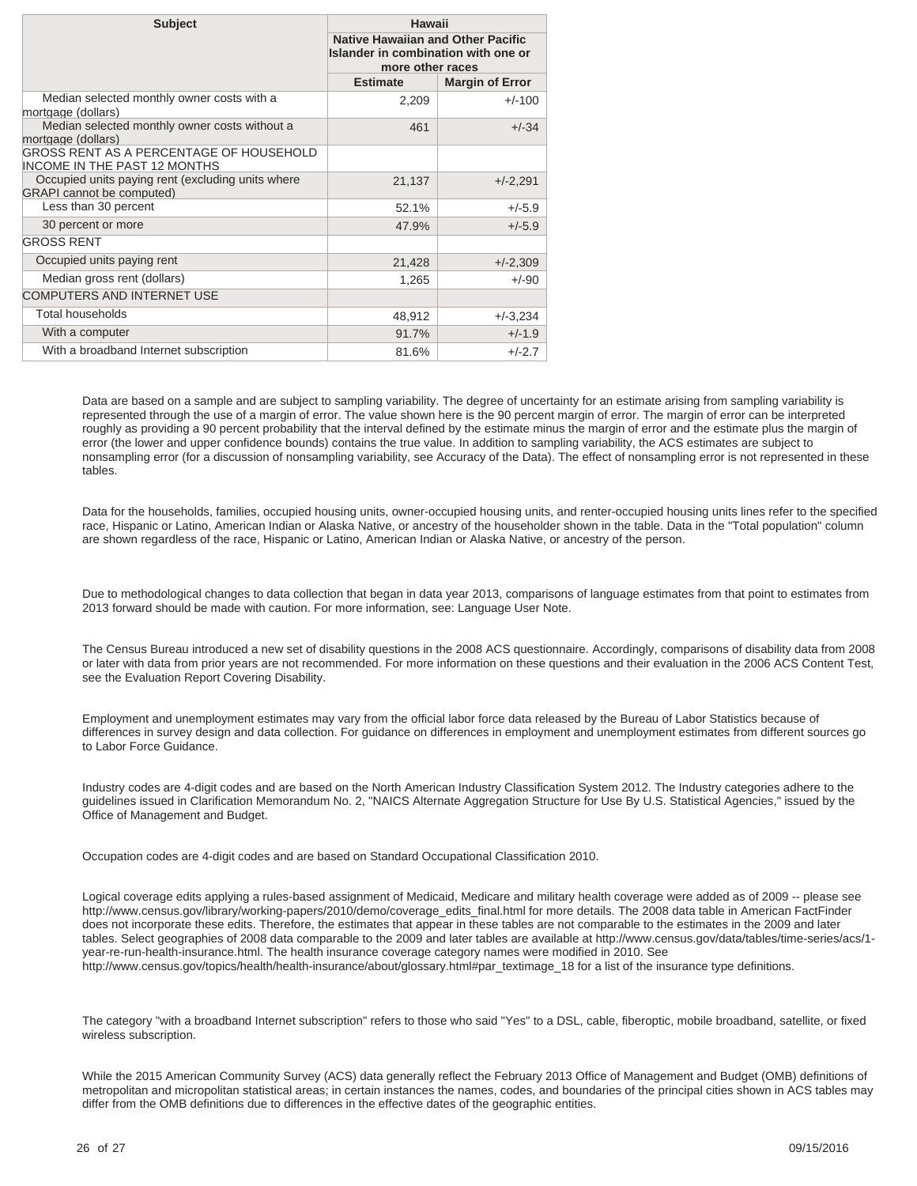| Subject | Hawaii | |
|---|---|---|
| | Native Hawaiian and Other Pacific Islander in combination with one or more other races | |
| | Estimate | Margin of Error |
| Median selected monthly owner costs with a mortgage (dollars) | 2,209 | +/-100 |
| Median selected monthly owner costs without a mortgage (dollars) | 461 | +/-34 |
| GROSS RENT AS A PERCENTAGE OF HOUSEHOLD INCOME IN THE PAST 12 MONTHS | | |
| Occupied units paying rent (excluding units where GRAPI cannot be computed) | 21,137 | +/-2,291 |
| Less than 30 percent | 52.1% | +/-5.9 |
| 30 percent or more | 47.9% | +/-5.9 |
| GROSS RENT | | |
| Occupied units paying rent | 21,428 | +/-2,309 |
| Median gross rent (dollars) | 1,265 | +/-90 |
| COMPUTERS AND INTERNET USE | | |
| Total households | 48,912 | +/-3,234 |
| With a computer | 91.7% | +/-1.9 |
| With a broadband Internet subscription | 81.6% | +/-2.7 |

Data are based on a sample and are subject to sampling variability. The degree of uncertainty for an estimate arising from sampling variability is represented through the use of a margin of error. The value shown here is the 90 percent margin of error. The margin of error can be interpreted roughly as providing a 90 percent probability that the interval defined by the estimate minus the margin of error and the estimate plus the margin of error (the lower and upper confidence bounds) contains the true value. In addition to sampling variability, the ACS estimates are subject to nonsampling error (for a discussion of nonsampling variability, see Accuracy of the Data). The effect of nonsampling error is not represented in these tables.

Data for the households, families, occupied housing units, owner-occupied housing units, and renter-occupied housing units lines refer to the specified race, Hispanic or Latino, American Indian or Alaska Native, or ancestry of the householder shown in the table. Data in the "Total population" column are shown regardless of the race, Hispanic or Latino, American Indian or Alaska Native, or ancestry of the person.

Due to methodological changes to data collection that began in data year 2013, comparisons of language estimates from that point to estimates from 2013 forward should be made with caution. For more information, see: Language User Note.

The Census Bureau introduced a new set of disability questions in the 2008 ACS questionnaire. Accordingly, comparisons of disability data from 2008 or later with data from prior years are not recommended. For more information on these questions and their evaluation in the 2006 ACS Content Test, see the Evaluation Report Covering Disability.

Employment and unemployment estimates may vary from the official labor force data released by the Bureau of Labor Statistics because of differences in survey design and data collection. For guidance on differences in employment and unemployment estimates from different sources go to Labor Force Guidance.

Industry codes are 4-digit codes and are based on the North American Industry Classification System 2012. The Industry categories adhere to the guidelines issued in Clarification Memorandum No. 2, "NAICS Alternate Aggregation Structure for Use By U.S. Statistical Agencies," issued by the Office of Management and Budget.

Occupation codes are 4-digit codes and are based on Standard Occupational Classification 2010.

Logical coverage edits applying a rules-based assignment of Medicaid, Medicare and military health coverage were added as of 2009 -- please see http://www.census.gov/library/working-papers/2010/demo/coverage_edits_final.html for more details. The 2008 data table in American FactFinder does not incorporate these edits. Therefore, the estimates that appear in these tables are not comparable to the estimates in the 2009 and later tables. Select geographies of 2008 data comparable to the 2009 and later tables are available at http://www.census.gov/data/tables/time-series/acs/1-year-re-run-health-insurance.html. The health insurance coverage category names were modified in 2010. See http://www.census.gov/topics/health/health-insurance/about/glossary.html#par_textimage_18 for a list of the insurance type definitions.

The category "with a broadband Internet subscription" refers to those who said "Yes" to a DSL, cable, fiberoptic, mobile broadband, satellite, or fixed wireless subscription.

While the 2015 American Community Survey (ACS) data generally reflect the February 2013 Office of Management and Budget (OMB) definitions of metropolitan and micropolitan statistical areas; in certain instances the names, codes, and boundaries of the principal cities shown in ACS tables may differ from the OMB definitions due to differences in the effective dates of the geographic entities.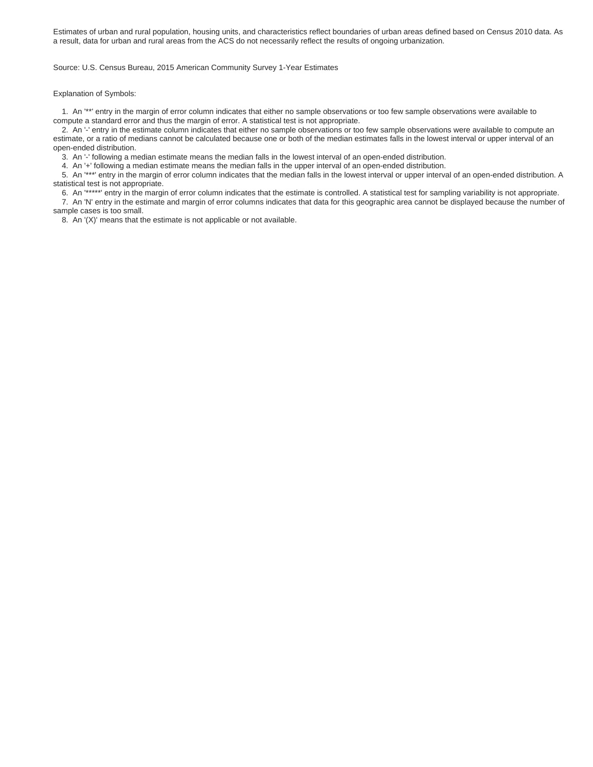Estimates of urban and rural population, housing units, and characteristics reflect boundaries of urban areas defined based on Census 2010 data. As a result, data for urban and rural areas from the ACS do not necessarily reflect the results of ongoing urbanization.

Source: U.S. Census Bureau, 2015 American Community Survey 1-Year Estimates

Explanation of Symbols:

1. An '**' entry in the margin of error column indicates that either no sample observations or too few sample observations were available to compute a standard error and thus the margin of error. A statistical test is not appropriate.
2. An '-' entry in the estimate column indicates that either no sample observations or too few sample observations were available to compute an estimate, or a ratio of medians cannot be calculated because one or both of the median estimates falls in the lowest interval or upper interval of an open-ended distribution.
3. An '-' following a median estimate means the median falls in the lowest interval of an open-ended distribution.
4. An '+' following a median estimate means the median falls in the upper interval of an open-ended distribution.
5. An '***' entry in the margin of error column indicates that the median falls in the lowest interval or upper interval of an open-ended distribution. A statistical test is not appropriate.
6. An '*****' entry in the margin of error column indicates that the estimate is controlled. A statistical test for sampling variability is not appropriate.
7. An 'N' entry in the estimate and margin of error columns indicates that data for this geographic area cannot be displayed because the number of sample cases is too small.
8. An '(X)' means that the estimate is not applicable or not available.